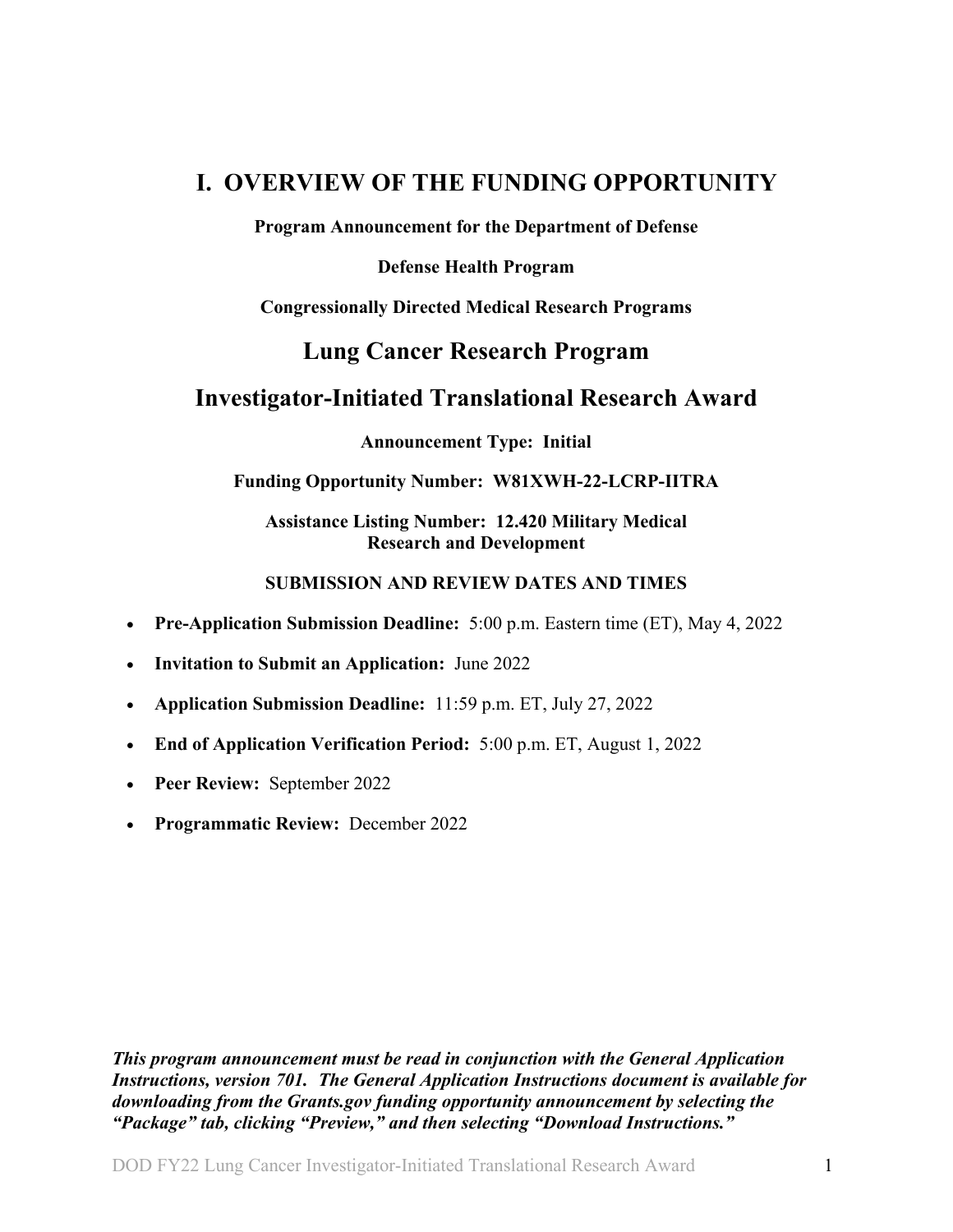# I. OVERVIEW OF THE FUNDING OPPORTUNITY

**Program Announcement for the Department of Defense**

**Defense Health Program**

**Congressionally Directed Medical Research Programs**

## Lung Cancer Research Program

## Investigator-Initiated Translational Research Award

**Announcement Type: Initial**

**Funding Opportunity Number: W81XWH-22-LCRP-IITRA**

**Assistance Listing Number: 12.420 Military Medical Research and Development**

**SUBMISSION AND REVIEW DATES AND TIMES**

- **Pre-Application Submission Deadline:** 5:00 p.m. Eastern time (ET), May 4, 2022
- **Invitation to Submit an Application:** June 2022
- **Application Submission Deadline:** 11:59 p.m. ET, July 27, 2022
- **End of Application Verification Period:** 5:00 p.m. ET, August 1, 2022
- **Peer Review:** September 2022
- **Programmatic Review:** December 2022

***This program announcement must be read in conjunction with the General Application Instructions, version 701. The General Application Instructions document is available for downloading from the Grants.gov funding opportunity announcement by selecting the "Package" tab, clicking "Preview," and then selecting "Download Instructions."***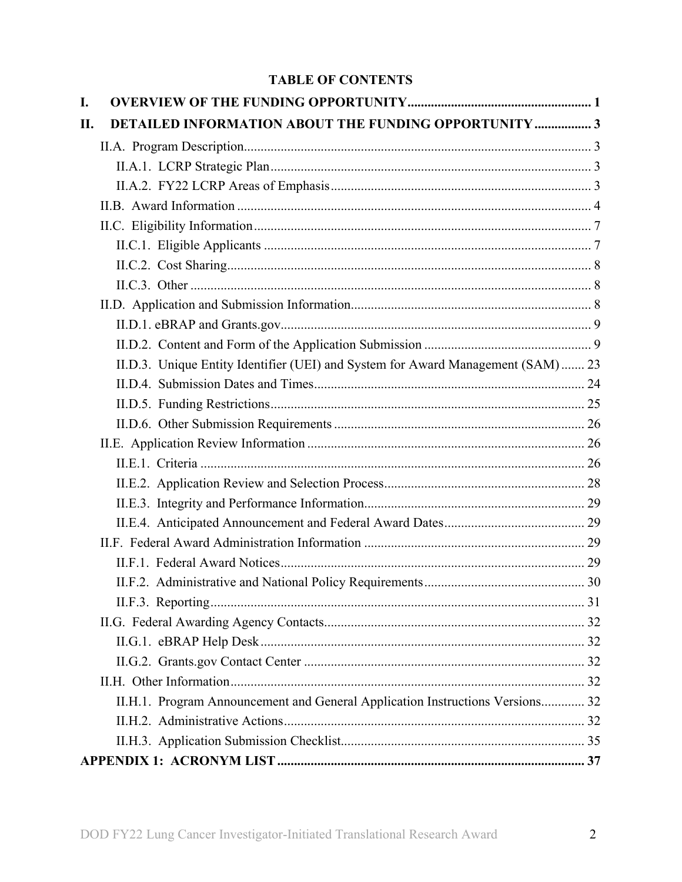# TABLE OF CONTENTS

**I. OVERVIEW OF THE FUNDING OPPORTUNITY ....................................................... 1**

**II. DETAILED INFORMATION ABOUT THE FUNDING OPPORTUNITY ................. 3**

- II.A. Program Description ....................................................................................... 3
  - II.A.1. LCRP Strategic Plan ................................................................................ 3
  - II.A.2. FY22 LCRP Areas of Emphasis .............................................................. 3
- II.B. Award Information ......................................................................................... 4
- II.C. Eligibility Information .................................................................................... 7
  - II.C.1. Eligible Applicants ................................................................................. 7
  - II.C.2. Cost Sharing ............................................................................................ 8
  - II.C.3. Other ....................................................................................................... 8
- II.D. Application and Submission Information ....................................................... 8
  - II.D.1. eBRAP and Grants.gov ............................................................................ 9
  - II.D.2. Content and Form of the Application Submission .................................. 9
  - II.D.3. Unique Entity Identifier (UEI) and System for Award Management (SAM) ....... 23
  - II.D.4. Submission Dates and Times ................................................................. 24
  - II.D.5. Funding Restrictions .............................................................................. 25
  - II.D.6. Other Submission Requirements ........................................................... 26
- II.E. Application Review Information ................................................................... 26
  - II.E.1. Criteria ................................................................................................... 26
  - II.E.2. Application Review and Selection Process ............................................ 28
  - II.E.3. Integrity and Performance Information .................................................. 29
  - II.E.4. Anticipated Announcement and Federal Award Dates .......................... 29
- II.F. Federal Award Administration Information .................................................. 29
  - II.F.1. Federal Award Notices ........................................................................... 29
  - II.F.2. Administrative and National Policy Requirements ................................ 30
  - II.F.3. Reporting ................................................................................................ 31
- II.G. Federal Awarding Agency Contacts .............................................................. 32
  - II.G.1. eBRAP Help Desk ................................................................................. 32
  - II.G.2. Grants.gov Contact Center .................................................................... 32
- II.H. Other Information .......................................................................................... 32
  - II.H.1. Program Announcement and General Application Instructions Versions ............. 32
  - II.H.2. Administrative Actions .......................................................................... 32
  - II.H.3. Application Submission Checklist ........................................................ 35

**APPENDIX 1: ACRONYM LIST ............................................................................ 37**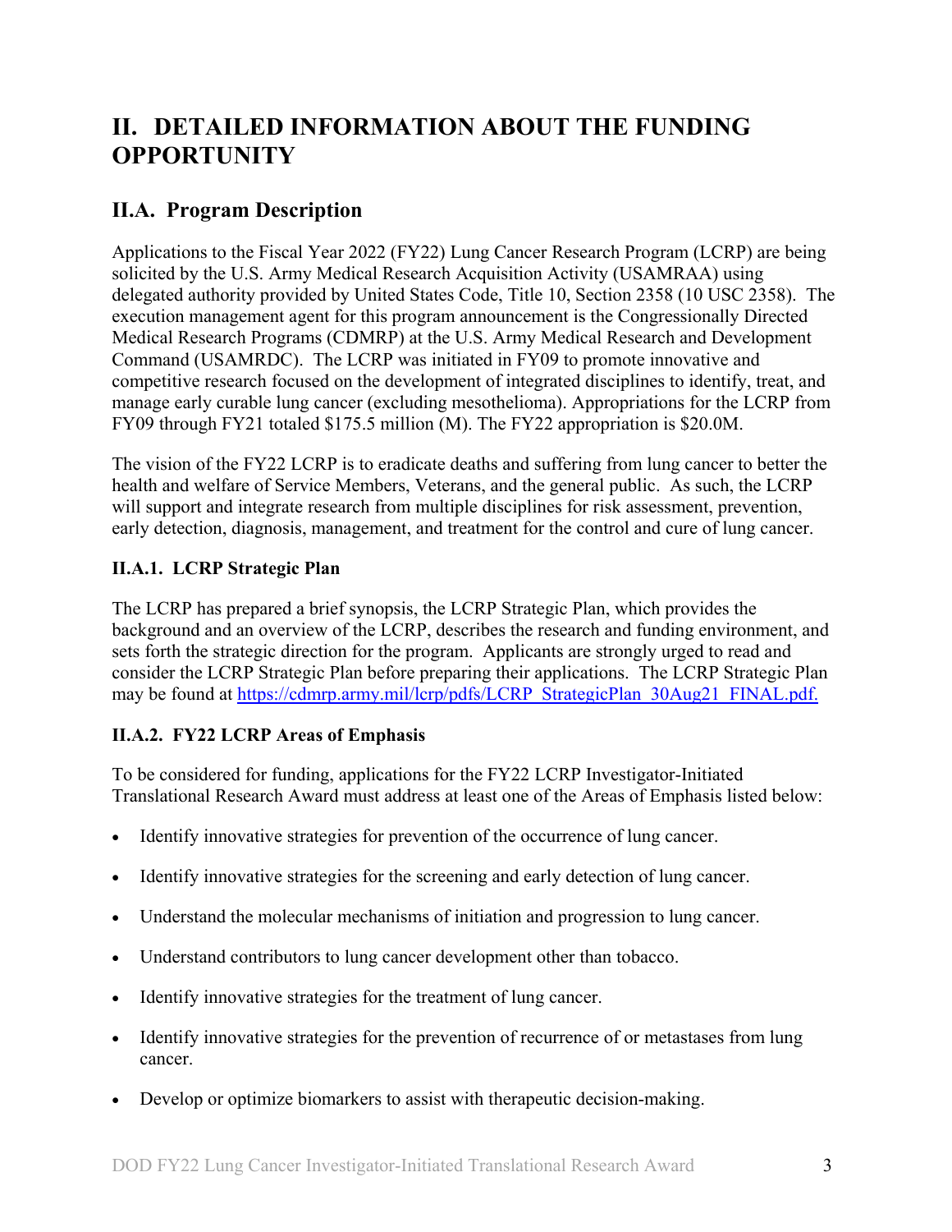# II. DETAILED INFORMATION ABOUT THE FUNDING OPPORTUNITY

## II.A. Program Description

Applications to the Fiscal Year 2022 (FY22) Lung Cancer Research Program (LCRP) are being solicited by the U.S. Army Medical Research Acquisition Activity (USAMRAA) using delegated authority provided by United States Code, Title 10, Section 2358 (10 USC 2358). The execution management agent for this program announcement is the Congressionally Directed Medical Research Programs (CDMRP) at the U.S. Army Medical Research and Development Command (USAMRDC). The LCRP was initiated in FY09 to promote innovative and competitive research focused on the development of integrated disciplines to identify, treat, and manage early curable lung cancer (excluding mesothelioma). Appropriations for the LCRP from FY09 through FY21 totaled $175.5 million (M). The FY22 appropriation is $20.0M.

The vision of the FY22 LCRP is to eradicate deaths and suffering from lung cancer to better the health and welfare of Service Members, Veterans, and the general public. As such, the LCRP will support and integrate research from multiple disciplines for risk assessment, prevention, early detection, diagnosis, management, and treatment for the control and cure of lung cancer.

### II.A.1. LCRP Strategic Plan

The LCRP has prepared a brief synopsis, the LCRP Strategic Plan, which provides the background and an overview of the LCRP, describes the research and funding environment, and sets forth the strategic direction for the program. Applicants are strongly urged to read and consider the LCRP Strategic Plan before preparing their applications. The LCRP Strategic Plan may be found at [https://cdmrp.army.mil/lcrp/pdfs/LCRP_StrategicPlan_30Aug21_FINAL.pdf.](https://cdmrp.army.mil/lcrp/pdfs/LCRP_StrategicPlan_30Aug21_FINAL.pdf)

### II.A.2. FY22 LCRP Areas of Emphasis

To be considered for funding, applications for the FY22 LCRP Investigator-Initiated Translational Research Award must address at least one of the Areas of Emphasis listed below:

- Identify innovative strategies for prevention of the occurrence of lung cancer.
- Identify innovative strategies for the screening and early detection of lung cancer.
- Understand the molecular mechanisms of initiation and progression to lung cancer.
- Understand contributors to lung cancer development other than tobacco.
- Identify innovative strategies for the treatment of lung cancer.
- Identify innovative strategies for the prevention of recurrence of or metastases from lung cancer.
- Develop or optimize biomarkers to assist with therapeutic decision-making.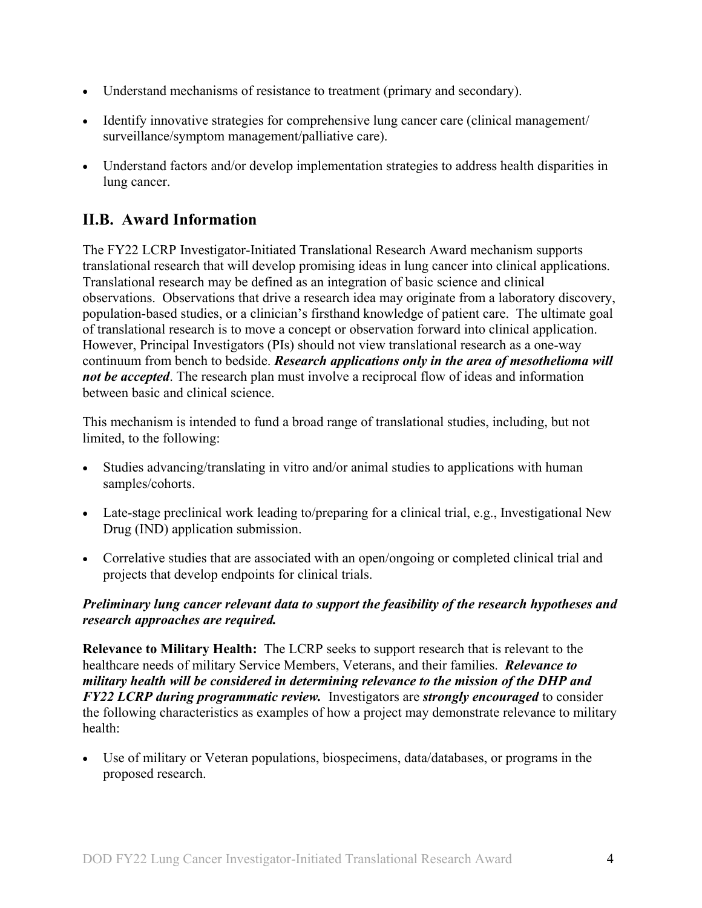- Understand mechanisms of resistance to treatment (primary and secondary).
- Identify innovative strategies for comprehensive lung cancer care (clinical management/ surveillance/symptom management/palliative care).
- Understand factors and/or develop implementation strategies to address health disparities in lung cancer.

## II.B. Award Information

The FY22 LCRP Investigator-Initiated Translational Research Award mechanism supports translational research that will develop promising ideas in lung cancer into clinical applications. Translational research may be defined as an integration of basic science and clinical observations. Observations that drive a research idea may originate from a laboratory discovery, population-based studies, or a clinician's firsthand knowledge of patient care. The ultimate goal of translational research is to move a concept or observation forward into clinical application. However, Principal Investigators (PIs) should not view translational research as a one-way continuum from bench to bedside. ***Research applications only in the area of mesothelioma will not be accepted***. The research plan must involve a reciprocal flow of ideas and information between basic and clinical science.

This mechanism is intended to fund a broad range of translational studies, including, but not limited, to the following:

- Studies advancing/translating in vitro and/or animal studies to applications with human samples/cohorts.
- Late-stage preclinical work leading to/preparing for a clinical trial, e.g., Investigational New Drug (IND) application submission.
- Correlative studies that are associated with an open/ongoing or completed clinical trial and projects that develop endpoints for clinical trials.

***Preliminary lung cancer relevant data to support the feasibility of the research hypotheses and research approaches are required.***

**Relevance to Military Health:** The LCRP seeks to support research that is relevant to the healthcare needs of military Service Members, Veterans, and their families. ***Relevance to military health will be considered in determining relevance to the mission of the DHP and FY22 LCRP during programmatic review.*** Investigators are ***strongly encouraged*** to consider the following characteristics as examples of how a project may demonstrate relevance to military health:

- Use of military or Veteran populations, biospecimens, data/databases, or programs in the proposed research.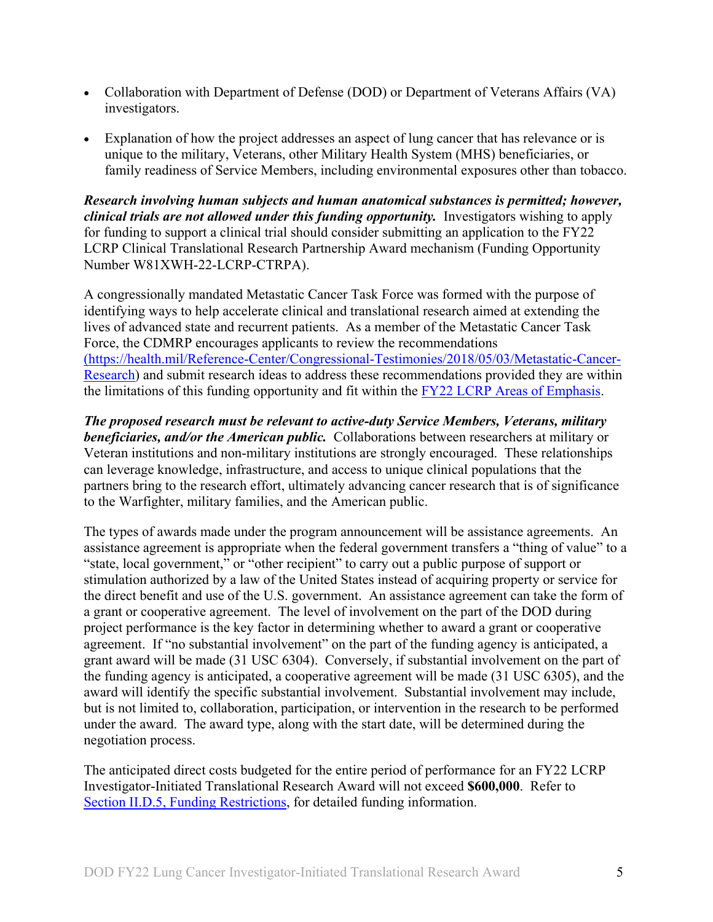- Collaboration with Department of Defense (DOD) or Department of Veterans Affairs (VA) investigators.
- Explanation of how the project addresses an aspect of lung cancer that has relevance or is unique to the military, Veterans, other Military Health System (MHS) beneficiaries, or family readiness of Service Members, including environmental exposures other than tobacco.

***Research involving human subjects and human anatomical substances is permitted; however, clinical trials are not allowed under this funding opportunity.*** Investigators wishing to apply for funding to support a clinical trial should consider submitting an application to the FY22 LCRP Clinical Translational Research Partnership Award mechanism (Funding Opportunity Number W81XWH-22-LCRP-CTRPA).

A congressionally mandated Metastatic Cancer Task Force was formed with the purpose of identifying ways to help accelerate clinical and translational research aimed at extending the lives of advanced state and recurrent patients. As a member of the Metastatic Cancer Task Force, the CDMRP encourages applicants to review the recommendations ([https://health.mil/Reference-Center/Congressional-Testimonies/2018/05/03/Metastatic-Cancer-Research](https://health.mil/Reference-Center/Congressional-Testimonies/2018/05/03/Metastatic-Cancer-Research)) and submit research ideas to address these recommendations provided they are within the limitations of this funding opportunity and fit within the FY22 LCRP Areas of Emphasis.

***The proposed research must be relevant to active-duty Service Members, Veterans, military beneficiaries, and/or the American public.*** Collaborations between researchers at military or Veteran institutions and non-military institutions are strongly encouraged. These relationships can leverage knowledge, infrastructure, and access to unique clinical populations that the partners bring to the research effort, ultimately advancing cancer research that is of significance to the Warfighter, military families, and the American public.

The types of awards made under the program announcement will be assistance agreements. An assistance agreement is appropriate when the federal government transfers a "thing of value" to a "state, local government," or "other recipient" to carry out a public purpose of support or stimulation authorized by a law of the United States instead of acquiring property or service for the direct benefit and use of the U.S. government. An assistance agreement can take the form of a grant or cooperative agreement. The level of involvement on the part of the DOD during project performance is the key factor in determining whether to award a grant or cooperative agreement. If "no substantial involvement" on the part of the funding agency is anticipated, a grant award will be made (31 USC 6304). Conversely, if substantial involvement on the part of the funding agency is anticipated, a cooperative agreement will be made (31 USC 6305), and the award will identify the specific substantial involvement. Substantial involvement may include, but is not limited to, collaboration, participation, or intervention in the research to be performed under the award. The award type, along with the start date, will be determined during the negotiation process.

The anticipated direct costs budgeted for the entire period of performance for an FY22 LCRP Investigator-Initiated Translational Research Award will not exceed **$600,000**. Refer to Section II.D.5, Funding Restrictions, for detailed funding information.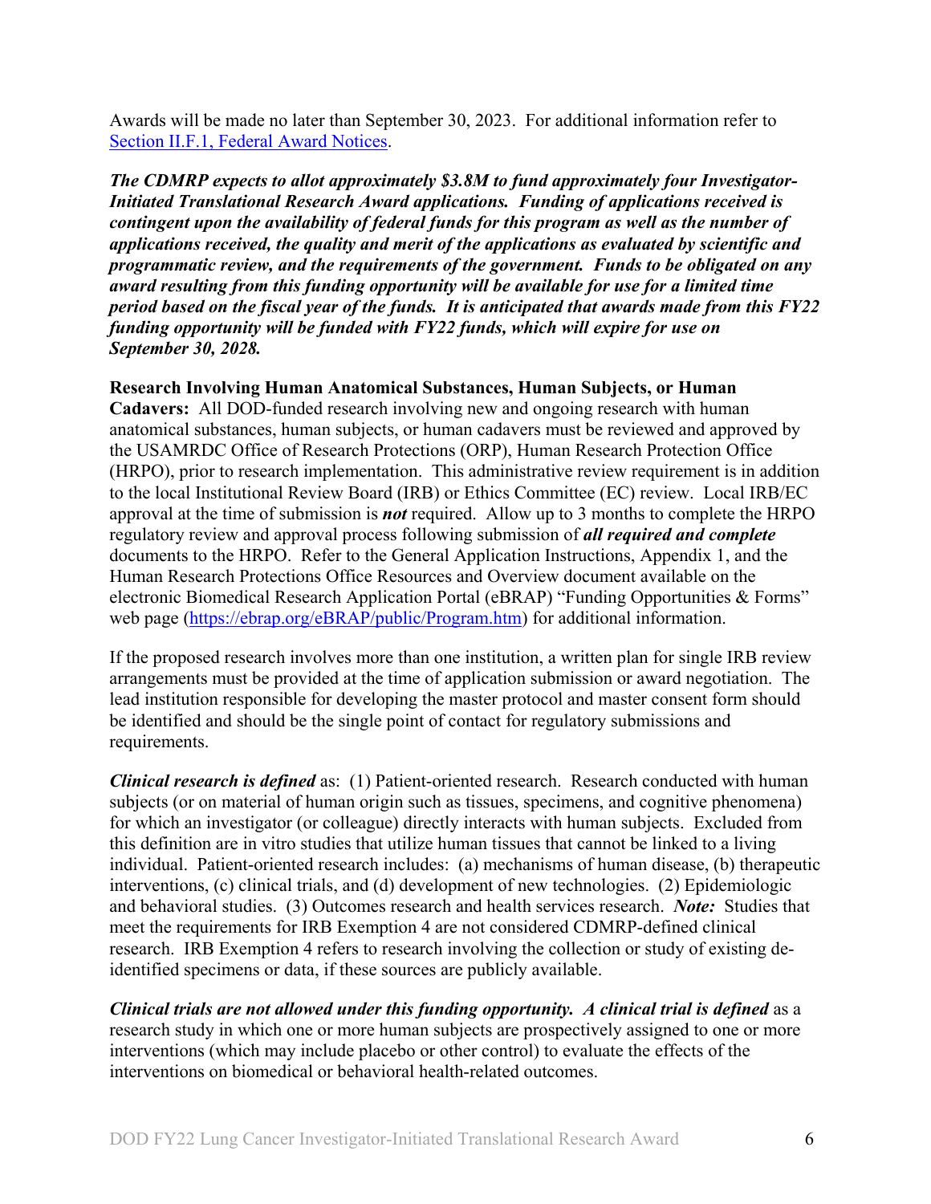Awards will be made no later than September 30, 2023. For additional information refer to [Section II.F.1, Federal Award Notices](#).

***The CDMRP expects to allot approximately $3.8M to fund approximately four Investigator-Initiated Translational Research Award applications. Funding of applications received is contingent upon the availability of federal funds for this program as well as the number of applications received, the quality and merit of the applications as evaluated by scientific and programmatic review, and the requirements of the government. Funds to be obligated on any award resulting from this funding opportunity will be available for use for a limited time period based on the fiscal year of the funds. It is anticipated that awards made from this FY22 funding opportunity will be funded with FY22 funds, which will expire for use on September 30, 2028.***

**Research Involving Human Anatomical Substances, Human Subjects, or Human Cadavers:** All DOD-funded research involving new and ongoing research with human anatomical substances, human subjects, or human cadavers must be reviewed and approved by the USAMRDC Office of Research Protections (ORP), Human Research Protection Office (HRPO), prior to research implementation. This administrative review requirement is in addition to the local Institutional Review Board (IRB) or Ethics Committee (EC) review. Local IRB/EC approval at the time of submission is ***not*** required. Allow up to 3 months to complete the HRPO regulatory review and approval process following submission of ***all required and complete*** documents to the HRPO. Refer to the General Application Instructions, Appendix 1, and the Human Research Protections Office Resources and Overview document available on the electronic Biomedical Research Application Portal (eBRAP) "Funding Opportunities & Forms" web page ([https://ebrap.org/eBRAP/public/Program.htm](https://ebrap.org/eBRAP/public/Program.htm)) for additional information.

If the proposed research involves more than one institution, a written plan for single IRB review arrangements must be provided at the time of application submission or award negotiation. The lead institution responsible for developing the master protocol and master consent form should be identified and should be the single point of contact for regulatory submissions and requirements.

***Clinical research is defined*** as: (1) Patient-oriented research. Research conducted with human subjects (or on material of human origin such as tissues, specimens, and cognitive phenomena) for which an investigator (or colleague) directly interacts with human subjects. Excluded from this definition are in vitro studies that utilize human tissues that cannot be linked to a living individual. Patient-oriented research includes: (a) mechanisms of human disease, (b) therapeutic interventions, (c) clinical trials, and (d) development of new technologies. (2) Epidemiologic and behavioral studies. (3) Outcomes research and health services research. ***Note:*** Studies that meet the requirements for IRB Exemption 4 are not considered CDMRP-defined clinical research. IRB Exemption 4 refers to research involving the collection or study of existing de-identified specimens or data, if these sources are publicly available.

***Clinical trials are not allowed under this funding opportunity. A clinical trial is defined*** as a research study in which one or more human subjects are prospectively assigned to one or more interventions (which may include placebo or other control) to evaluate the effects of the interventions on biomedical or behavioral health-related outcomes.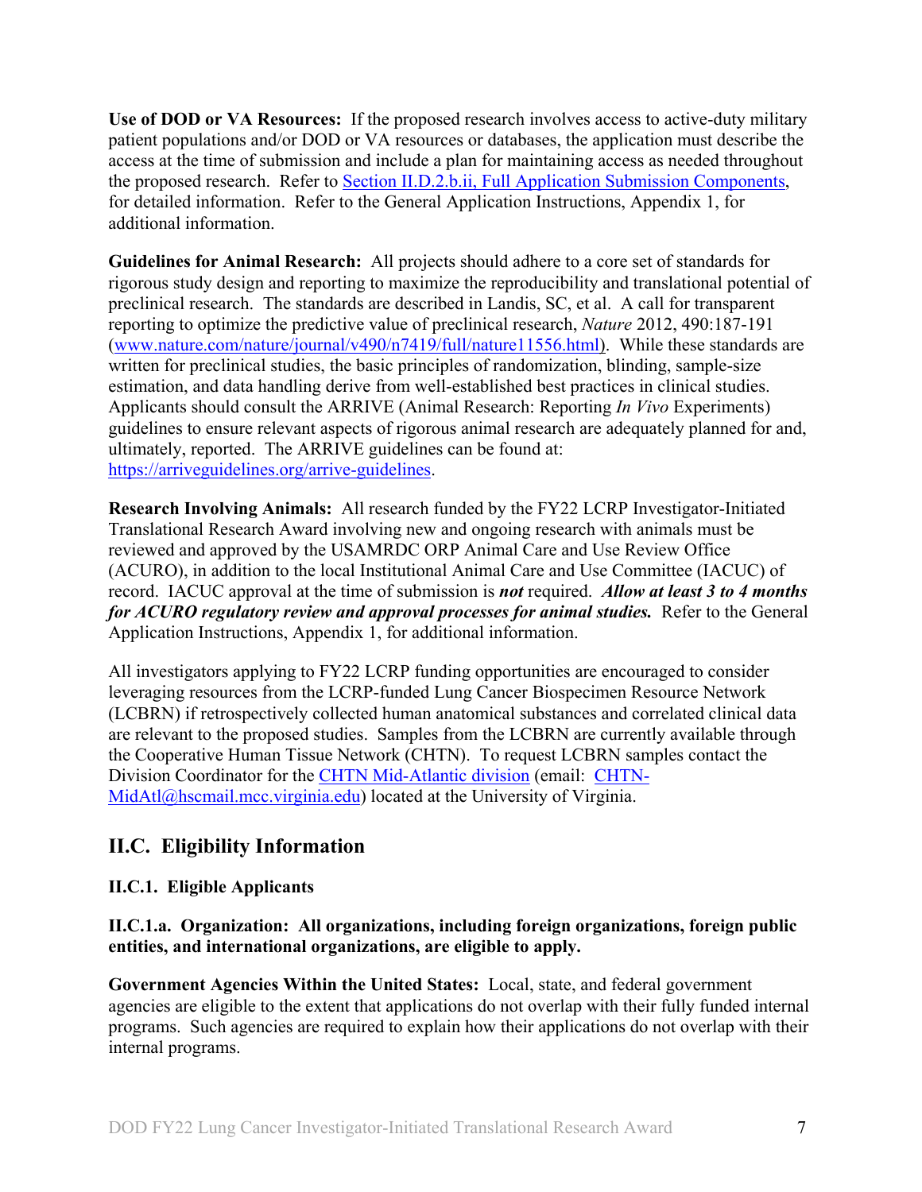**Use of DOD or VA Resources:** If the proposed research involves access to active-duty military patient populations and/or DOD or VA resources or databases, the application must describe the access at the time of submission and include a plan for maintaining access as needed throughout the proposed research. Refer to [Section II.D.2.b.ii, Full Application Submission Components](), for detailed information. Refer to the General Application Instructions, Appendix 1, for additional information.

**Guidelines for Animal Research:** All projects should adhere to a core set of standards for rigorous study design and reporting to maximize the reproducibility and translational potential of preclinical research. The standards are described in Landis, SC, et al. A call for transparent reporting to optimize the predictive value of preclinical research, *Nature* 2012, 490:187-191 ([www.nature.com/nature/journal/v490/n7419/full/nature11556.html](www.nature.com/nature/journal/v490/n7419/full/nature11556.html)). While these standards are written for preclinical studies, the basic principles of randomization, blinding, sample-size estimation, and data handling derive from well-established best practices in clinical studies. Applicants should consult the ARRIVE (Animal Research: Reporting *In Vivo* Experiments) guidelines to ensure relevant aspects of rigorous animal research are adequately planned for and, ultimately, reported. The ARRIVE guidelines can be found at: [https://arriveguidelines.org/arrive-guidelines](https://arriveguidelines.org/arrive-guidelines).

**Research Involving Animals:** All research funded by the FY22 LCRP Investigator-Initiated Translational Research Award involving new and ongoing research with animals must be reviewed and approved by the USAMRDC ORP Animal Care and Use Review Office (ACURO), in addition to the local Institutional Animal Care and Use Committee (IACUC) of record. IACUC approval at the time of submission is ***not*** required. ***Allow at least 3 to 4 months for ACURO regulatory review and approval processes for animal studies.*** Refer to the General Application Instructions, Appendix 1, for additional information.

All investigators applying to FY22 LCRP funding opportunities are encouraged to consider leveraging resources from the LCRP-funded Lung Cancer Biospecimen Resource Network (LCBRN) if retrospectively collected human anatomical substances and correlated clinical data are relevant to the proposed studies. Samples from the LCBRN are currently available through the Cooperative Human Tissue Network (CHTN). To request LCBRN samples contact the Division Coordinator for the [CHTN Mid-Atlantic division]() (email: [CHTN-MidAtl@hscmail.mcc.virginia.edu](mailto:CHTN-MidAtl@hscmail.mcc.virginia.edu)) located at the University of Virginia.

## II.C. Eligibility Information

### II.C.1. Eligible Applicants

#### II.C.1.a. Organization: All organizations, including foreign organizations, foreign public entities, and international organizations, are eligible to apply.

**Government Agencies Within the United States:** Local, state, and federal government agencies are eligible to the extent that applications do not overlap with their fully funded internal programs. Such agencies are required to explain how their applications do not overlap with their internal programs.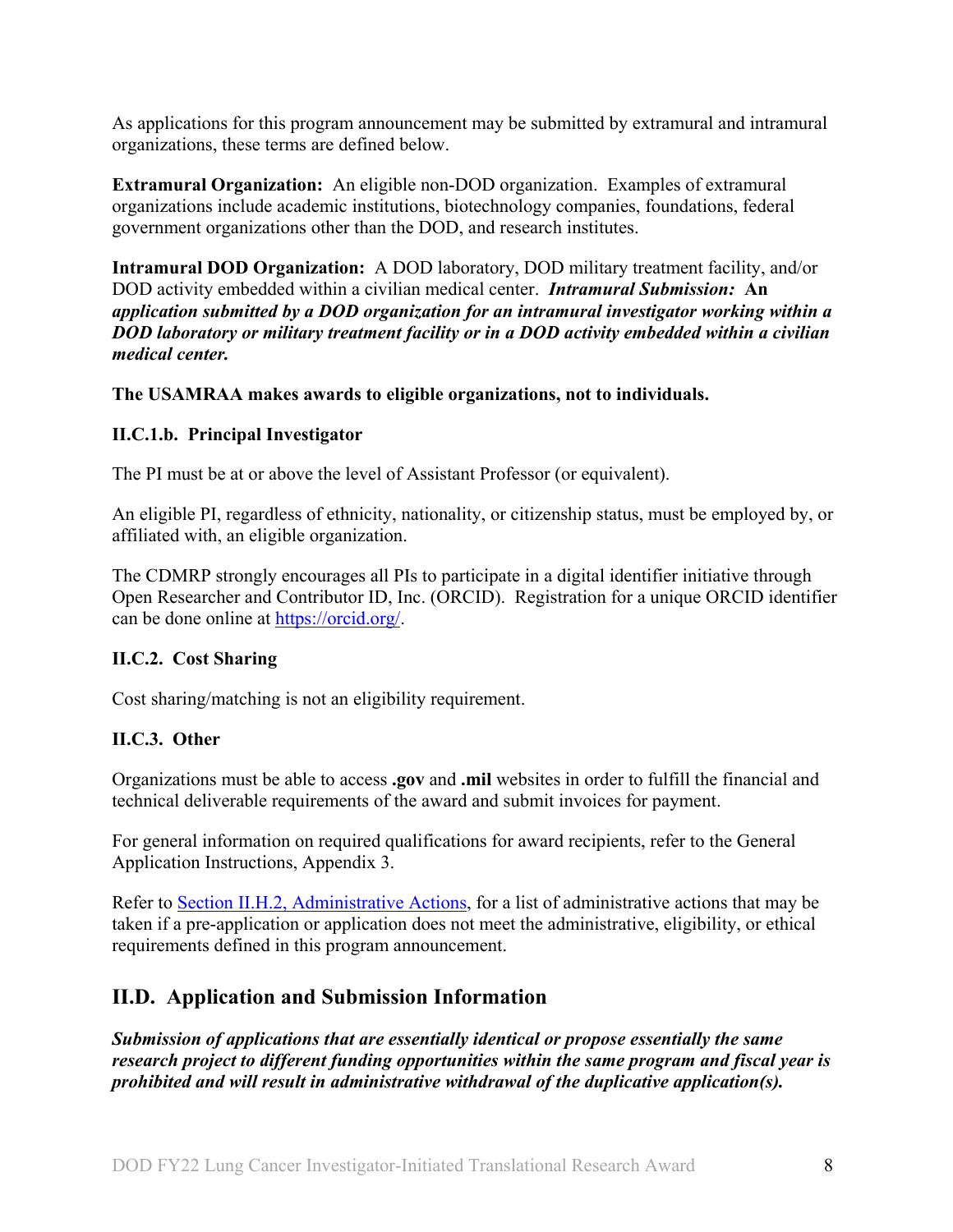As applications for this program announcement may be submitted by extramural and intramural organizations, these terms are defined below.

**Extramural Organization:** An eligible non-DOD organization. Examples of extramural organizations include academic institutions, biotechnology companies, foundations, federal government organizations other than the DOD, and research institutes.

**Intramural DOD Organization:** A DOD laboratory, DOD military treatment facility, and/or DOD activity embedded within a civilian medical center. ***Intramural Submission:* *An application submitted by a DOD organization for an intramural investigator working within a DOD laboratory or military treatment facility or in a DOD activity embedded within a civilian medical center.***

**The USAMRAA makes awards to eligible organizations, not to individuals.**

### II.C.1.b. Principal Investigator

The PI must be at or above the level of Assistant Professor (or equivalent).

An eligible PI, regardless of ethnicity, nationality, or citizenship status, must be employed by, or affiliated with, an eligible organization.

The CDMRP strongly encourages all PIs to participate in a digital identifier initiative through Open Researcher and Contributor ID, Inc. (ORCID). Registration for a unique ORCID identifier can be done online at [https://orcid.org/](https://orcid.org/).

### II.C.2. Cost Sharing

Cost sharing/matching is not an eligibility requirement.

### II.C.3. Other

Organizations must be able to access **.gov** and **.mil** websites in order to fulfill the financial and technical deliverable requirements of the award and submit invoices for payment.

For general information on required qualifications for award recipients, refer to the General Application Instructions, Appendix 3.

Refer to Section II.H.2, Administrative Actions, for a list of administrative actions that may be taken if a pre-application or application does not meet the administrative, eligibility, or ethical requirements defined in this program announcement.

## II.D. Application and Submission Information

***Submission of applications that are essentially identical or propose essentially the same research project to different funding opportunities within the same program and fiscal year is prohibited and will result in administrative withdrawal of the duplicative application(s).***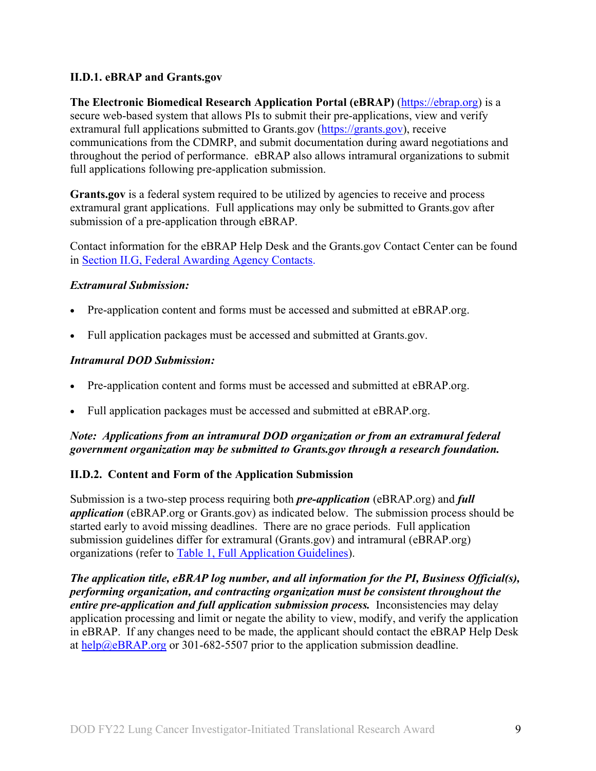### II.D.1. eBRAP and Grants.gov

**The Electronic Biomedical Research Application Portal (eBRAP)** (https://ebrap.org) is a secure web-based system that allows PIs to submit their pre-applications, view and verify extramural full applications submitted to Grants.gov (https://grants.gov), receive communications from the CDMRP, and submit documentation during award negotiations and throughout the period of performance. eBRAP also allows intramural organizations to submit full applications following pre-application submission.

**Grants.gov** is a federal system required to be utilized by agencies to receive and process extramural grant applications. Full applications may only be submitted to Grants.gov after submission of a pre-application through eBRAP.

Contact information for the eBRAP Help Desk and the Grants.gov Contact Center can be found in Section II.G, Federal Awarding Agency Contacts.

***Extramural Submission:***

- Pre-application content and forms must be accessed and submitted at eBRAP.org.
- Full application packages must be accessed and submitted at Grants.gov.

***Intramural DOD Submission:***

- Pre-application content and forms must be accessed and submitted at eBRAP.org.
- Full application packages must be accessed and submitted at eBRAP.org.

***Note: Applications from an intramural DOD organization or from an extramural federal government organization may be submitted to Grants.gov through a research foundation.***

### II.D.2. Content and Form of the Application Submission

Submission is a two-step process requiring both ***pre-application*** (eBRAP.org) and ***full application*** (eBRAP.org or Grants.gov) as indicated below. The submission process should be started early to avoid missing deadlines. There are no grace periods. Full application submission guidelines differ for extramural (Grants.gov) and intramural (eBRAP.org) organizations (refer to Table 1, Full Application Guidelines).

***The application title, eBRAP log number, and all information for the PI, Business Official(s), performing organization, and contracting organization must be consistent throughout the entire pre-application and full application submission process.*** Inconsistencies may delay application processing and limit or negate the ability to view, modify, and verify the application in eBRAP. If any changes need to be made, the applicant should contact the eBRAP Help Desk at help@eBRAP.org or 301-682-5507 prior to the application submission deadline.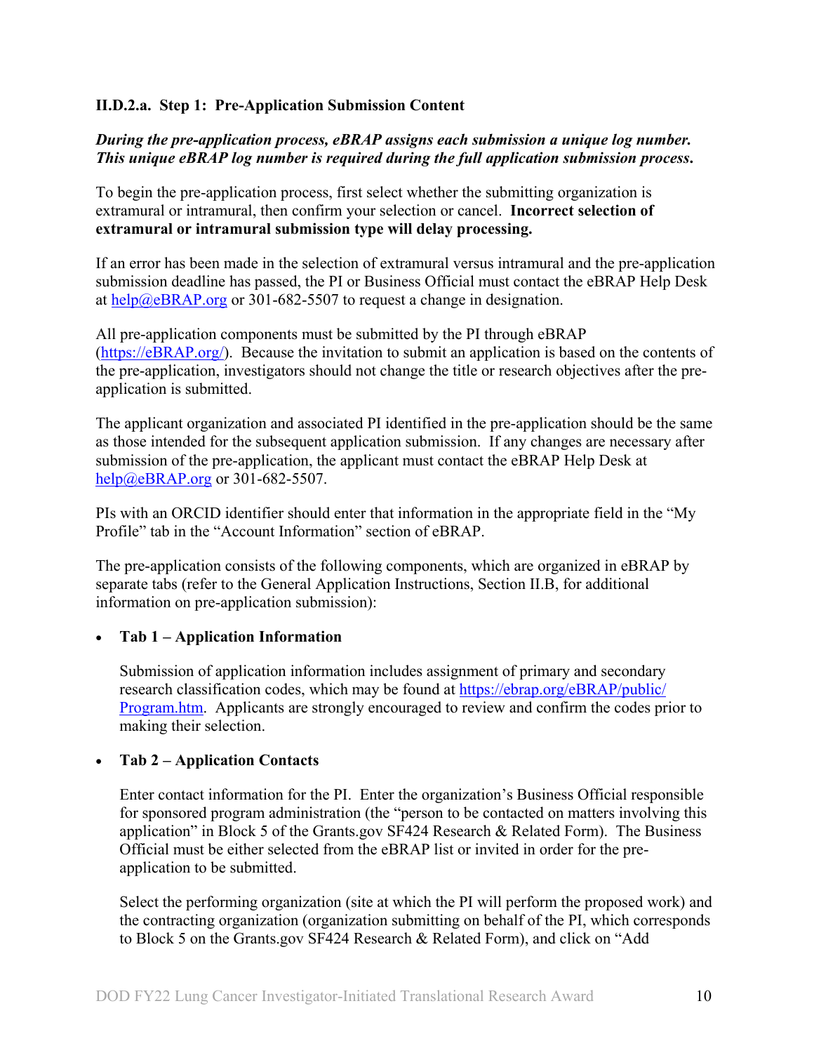#### II.D.2.a. Step 1: Pre-Application Submission Content

***During the pre-application process, eBRAP assigns each submission a unique log number. This unique eBRAP log number is required during the full application submission process.***

To begin the pre-application process, first select whether the submitting organization is extramural or intramural, then confirm your selection or cancel. **Incorrect selection of extramural or intramural submission type will delay processing.**

If an error has been made in the selection of extramural versus intramural and the pre-application submission deadline has passed, the PI or Business Official must contact the eBRAP Help Desk at [help@eBRAP.org](mailto:help@eBRAP.org) or 301-682-5507 to request a change in designation.

All pre-application components must be submitted by the PI through eBRAP ([https://eBRAP.org/](https://eBRAP.org/)). Because the invitation to submit an application is based on the contents of the pre-application, investigators should not change the title or research objectives after the pre-application is submitted.

The applicant organization and associated PI identified in the pre-application should be the same as those intended for the subsequent application submission. If any changes are necessary after submission of the pre-application, the applicant must contact the eBRAP Help Desk at [help@eBRAP.org](mailto:help@eBRAP.org) or 301-682-5507.

PIs with an ORCID identifier should enter that information in the appropriate field in the "My Profile" tab in the "Account Information" section of eBRAP.

The pre-application consists of the following components, which are organized in eBRAP by separate tabs (refer to the General Application Instructions, Section II.B, for additional information on pre-application submission):

- **Tab 1 – Application Information**

  Submission of application information includes assignment of primary and secondary research classification codes, which may be found at [https://ebrap.org/eBRAP/public/Program.htm](https://ebrap.org/eBRAP/public/Program.htm). Applicants are strongly encouraged to review and confirm the codes prior to making their selection.

- **Tab 2 – Application Contacts**

  Enter contact information for the PI. Enter the organization's Business Official responsible for sponsored program administration (the "person to be contacted on matters involving this application" in Block 5 of the Grants.gov SF424 Research & Related Form). The Business Official must be either selected from the eBRAP list or invited in order for the pre-application to be submitted.

  Select the performing organization (site at which the PI will perform the proposed work) and the contracting organization (organization submitting on behalf of the PI, which corresponds to Block 5 on the Grants.gov SF424 Research & Related Form), and click on "Add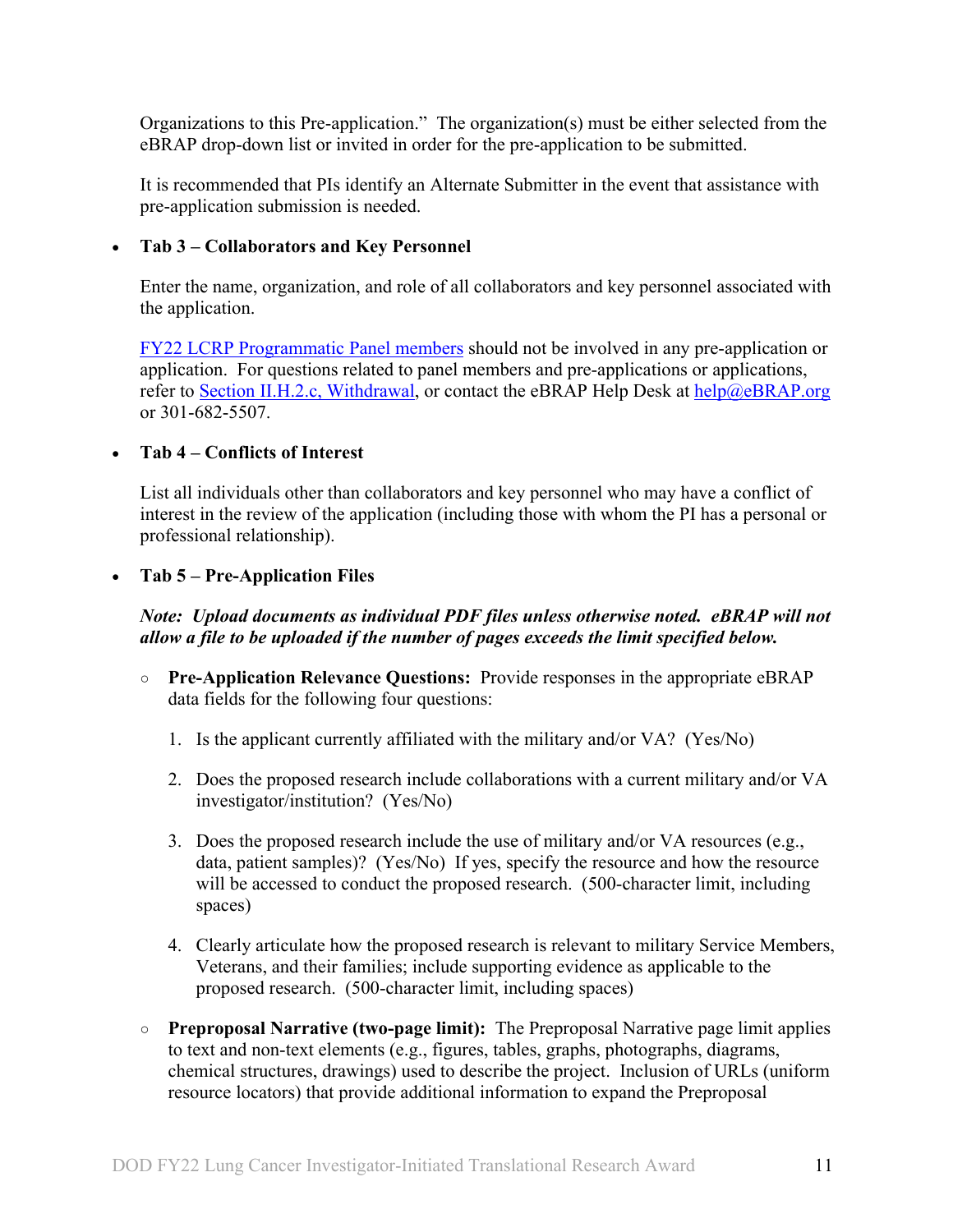Organizations to this Pre-application." The organization(s) must be either selected from the eBRAP drop-down list or invited in order for the pre-application to be submitted.

It is recommended that PIs identify an Alternate Submitter in the event that assistance with pre-application submission is needed.

- **Tab 3 – Collaborators and Key Personnel**

  Enter the name, organization, and role of all collaborators and key personnel associated with the application.

  FY22 LCRP Programmatic Panel members should not be involved in any pre-application or application. For questions related to panel members and pre-applications or applications, refer to Section II.H.2.c, Withdrawal, or contact the eBRAP Help Desk at help@eBRAP.org or 301-682-5507.

- **Tab 4 – Conflicts of Interest**

  List all individuals other than collaborators and key personnel who may have a conflict of interest in the review of the application (including those with whom the PI has a personal or professional relationship).

- **Tab 5 – Pre-Application Files**

  ***Note: Upload documents as individual PDF files unless otherwise noted. eBRAP will not allow a file to be uploaded if the number of pages exceeds the limit specified below.***

  - **Pre-Application Relevance Questions:** Provide responses in the appropriate eBRAP data fields for the following four questions:

    1. Is the applicant currently affiliated with the military and/or VA? (Yes/No)

    2. Does the proposed research include collaborations with a current military and/or VA investigator/institution? (Yes/No)

    3. Does the proposed research include the use of military and/or VA resources (e.g., data, patient samples)? (Yes/No) If yes, specify the resource and how the resource will be accessed to conduct the proposed research. (500-character limit, including spaces)

    4. Clearly articulate how the proposed research is relevant to military Service Members, Veterans, and their families; include supporting evidence as applicable to the proposed research. (500-character limit, including spaces)

  - **Preproposal Narrative (two-page limit):** The Preproposal Narrative page limit applies to text and non-text elements (e.g., figures, tables, graphs, photographs, diagrams, chemical structures, drawings) used to describe the project. Inclusion of URLs (uniform resource locators) that provide additional information to expand the Preproposal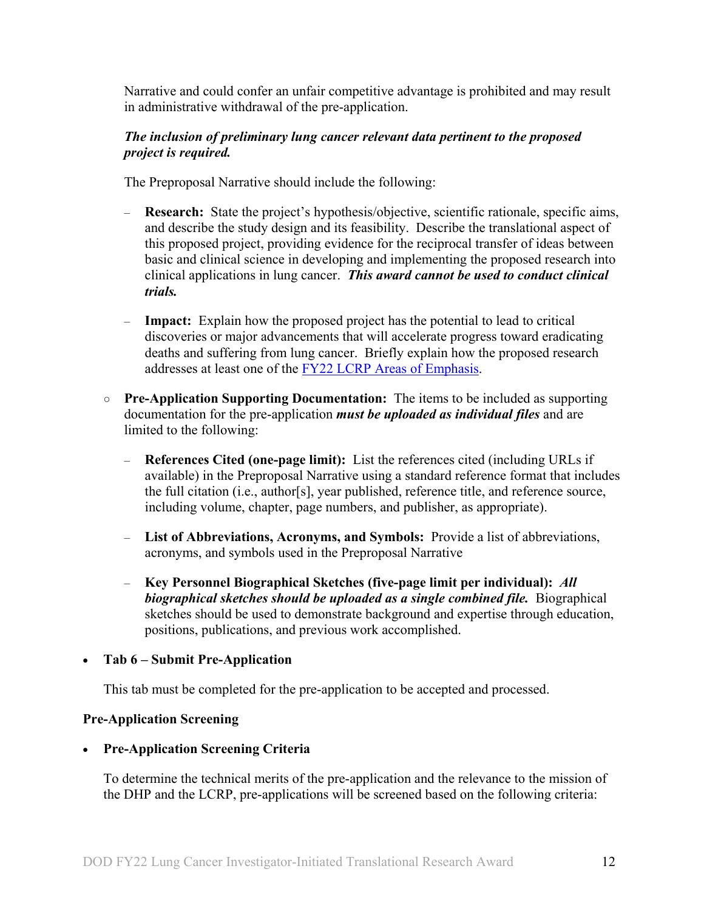Narrative and could confer an unfair competitive advantage is prohibited and may result in administrative withdrawal of the pre-application.

***The inclusion of preliminary lung cancer relevant data pertinent to the proposed project is required.***

The Preproposal Narrative should include the following:

- **Research:** State the project's hypothesis/objective, scientific rationale, specific aims, and describe the study design and its feasibility. Describe the translational aspect of this proposed project, providing evidence for the reciprocal transfer of ideas between basic and clinical science in developing and implementing the proposed research into clinical applications in lung cancer. ***This award cannot be used to conduct clinical trials.***

- **Impact:** Explain how the proposed project has the potential to lead to critical discoveries or major advancements that will accelerate progress toward eradicating deaths and suffering from lung cancer. Briefly explain how the proposed research addresses at least one of the FY22 LCRP Areas of Emphasis.

- **Pre-Application Supporting Documentation:** The items to be included as supporting documentation for the pre-application ***must be uploaded as individual files*** and are limited to the following:

  - **References Cited (one-page limit):** List the references cited (including URLs if available) in the Preproposal Narrative using a standard reference format that includes the full citation (i.e., author[s], year published, reference title, and reference source, including volume, chapter, page numbers, and publisher, as appropriate).

  - **List of Abbreviations, Acronyms, and Symbols:** Provide a list of abbreviations, acronyms, and symbols used in the Preproposal Narrative

  - **Key Personnel Biographical Sketches (five-page limit per individual):** ***All biographical sketches should be uploaded as a single combined file.*** Biographical sketches should be used to demonstrate background and expertise through education, positions, publications, and previous work accomplished.

- **Tab 6 – Submit Pre-Application**

  This tab must be completed for the pre-application to be accepted and processed.

**Pre-Application Screening**

- **Pre-Application Screening Criteria**

  To determine the technical merits of the pre-application and the relevance to the mission of the DHP and the LCRP, pre-applications will be screened based on the following criteria: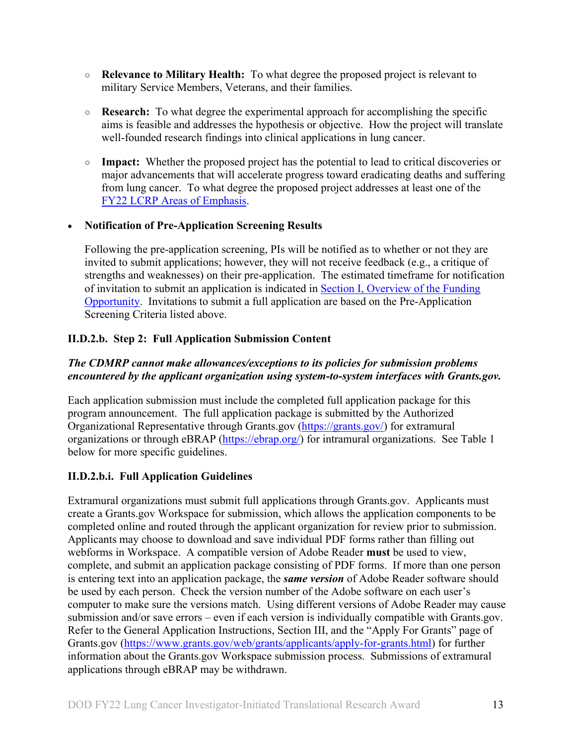- **Relevance to Military Health:** To what degree the proposed project is relevant to military Service Members, Veterans, and their families.

- **Research:** To what degree the experimental approach for accomplishing the specific aims is feasible and addresses the hypothesis or objective. How the project will translate well-founded research findings into clinical applications in lung cancer.

- **Impact:** Whether the proposed project has the potential to lead to critical discoveries or major advancements that will accelerate progress toward eradicating deaths and suffering from lung cancer. To what degree the proposed project addresses at least one of the FY22 LCRP Areas of Emphasis.

- **Notification of Pre-Application Screening Results**

  Following the pre-application screening, PIs will be notified as to whether or not they are invited to submit applications; however, they will not receive feedback (e.g., a critique of strengths and weaknesses) on their pre-application. The estimated timeframe for notification of invitation to submit an application is indicated in Section I, Overview of the Funding Opportunity. Invitations to submit a full application are based on the Pre-Application Screening Criteria listed above.

#### II.D.2.b. Step 2: Full Application Submission Content

***The CDMRP cannot make allowances/exceptions to its policies for submission problems encountered by the applicant organization using system-to-system interfaces with Grants.gov.***

Each application submission must include the completed full application package for this program announcement. The full application package is submitted by the Authorized Organizational Representative through Grants.gov (https://grants.gov/) for extramural organizations or through eBRAP (https://ebrap.org/) for intramural organizations. See Table 1 below for more specific guidelines.

#### II.D.2.b.i. Full Application Guidelines

Extramural organizations must submit full applications through Grants.gov. Applicants must create a Grants.gov Workspace for submission, which allows the application components to be completed online and routed through the applicant organization for review prior to submission. Applicants may choose to download and save individual PDF forms rather than filling out webforms in Workspace. A compatible version of Adobe Reader **must** be used to view, complete, and submit an application package consisting of PDF forms. If more than one person is entering text into an application package, the ***same version*** of Adobe Reader software should be used by each person. Check the version number of the Adobe software on each user's computer to make sure the versions match. Using different versions of Adobe Reader may cause submission and/or save errors – even if each version is individually compatible with Grants.gov. Refer to the General Application Instructions, Section III, and the "Apply For Grants" page of Grants.gov (https://www.grants.gov/web/grants/applicants/apply-for-grants.html) for further information about the Grants.gov Workspace submission process. Submissions of extramural applications through eBRAP may be withdrawn.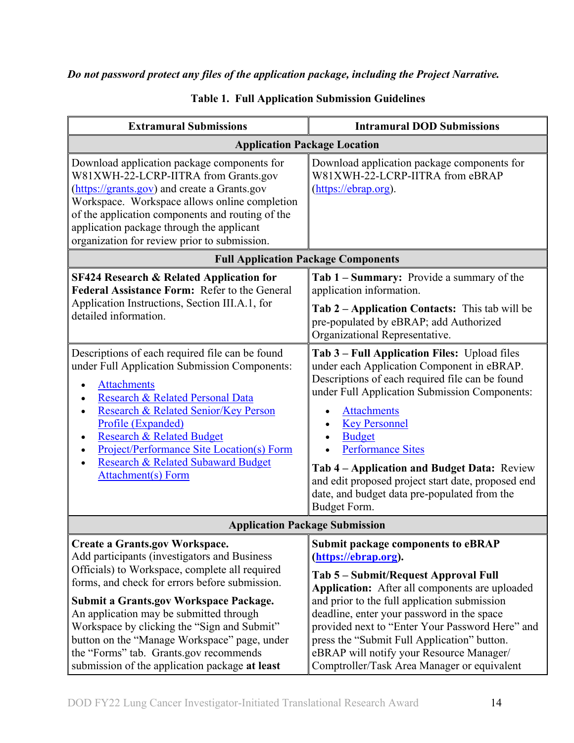***Do not password protect any files of the application package, including the Project Narrative.***

**Table 1. Full Application Submission Guidelines**

| **Extramural Submissions** | **Intramural DOD Submissions** |
| --- | --- |
| **Application Package Location** | |
| Download application package components for W81XWH-22-LCRP-IITRA from Grants.gov (https://grants.gov) and create a Grants.gov Workspace. Workspace allows online completion of the application components and routing of the application package through the applicant organization for review prior to submission. | Download application package components for W81XWH-22-LCRP-IITRA from eBRAP (https://ebrap.org). |
| **Full Application Package Components** | |
| **SF424 Research & Related Application for Federal Assistance Form:** Refer to the General Application Instructions, Section III.A.1, for detailed information. | **Tab 1 – Summary:** Provide a summary of the application information.<br><br>**Tab 2 – Application Contacts:** This tab will be pre-populated by eBRAP; add Authorized Organizational Representative. |
| Descriptions of each required file can be found under Full Application Submission Components:<br>• Attachments<br>• Research & Related Personal Data<br>• Research & Related Senior/Key Person Profile (Expanded)<br>• Research & Related Budget<br>• Project/Performance Site Location(s) Form<br>• Research & Related Subaward Budget Attachment(s) Form | **Tab 3 – Full Application Files:** Upload files under each Application Component in eBRAP. Descriptions of each required file can be found under Full Application Submission Components:<br>• Attachments<br>• Key Personnel<br>• Budget<br>• Performance Sites<br><br>**Tab 4 – Application and Budget Data:** Review and edit proposed project start date, proposed end date, and budget data pre-populated from the Budget Form. |
| **Application Package Submission** | |
| **Create a Grants.gov Workspace.** Add participants (investigators and Business Officials) to Workspace, complete all required forms, and check for errors before submission.<br><br>**Submit a Grants.gov Workspace Package.** An application may be submitted through Workspace by clicking the "Sign and Submit" button on the "Manage Workspace" page, under the "Forms" tab. Grants.gov recommends submission of the application package **at least** | **Submit package components to eBRAP (https://ebrap.org).**<br><br>**Tab 5 – Submit/Request Approval Full Application:** After all components are uploaded and prior to the full application submission deadline, enter your password in the space provided next to "Enter Your Password Here" and press the "Submit Full Application" button. eBRAP will notify your Resource Manager/ Comptroller/Task Area Manager or equivalent |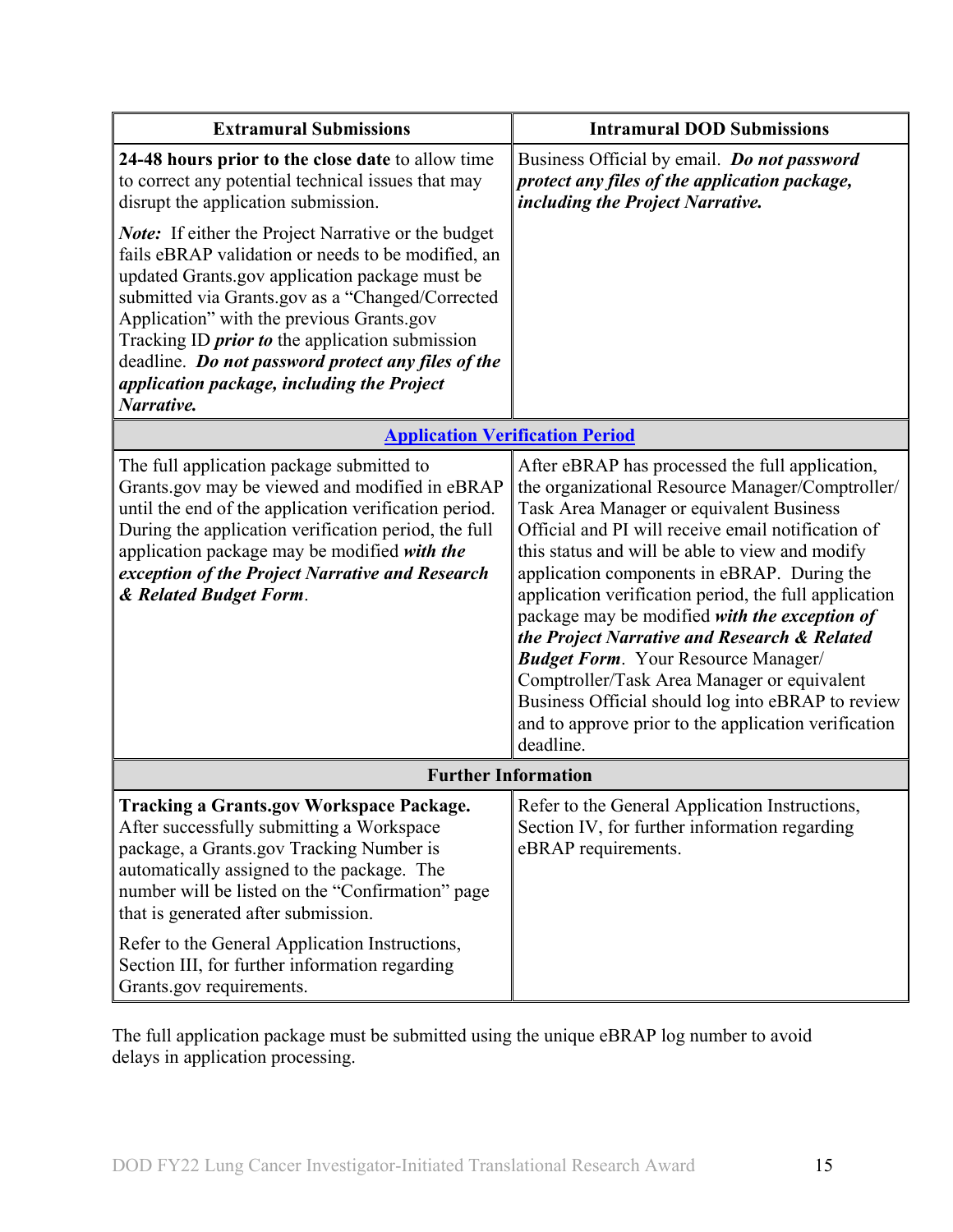| Extramural Submissions | Intramural DOD Submissions |
|---|---|
| **24-48 hours prior to the close date** to allow time to correct any potential technical issues that may disrupt the application submission. <br><br> ***Note:*** If either the Project Narrative or the budget fails eBRAP validation or needs to be modified, an updated Grants.gov application package must be submitted via Grants.gov as a "Changed/Corrected Application" with the previous Grants.gov Tracking ID ***prior to*** the application submission deadline. ***Do not password protect any files of the application package, including the Project Narrative.*** | Business Official by email. ***Do not password protect any files of the application package, including the Project Narrative.*** |
| **Application Verification Period** | |
| The full application package submitted to Grants.gov may be viewed and modified in eBRAP until the end of the application verification period. During the application verification period, the full application package may be modified ***with the exception of the Project Narrative and Research & Related Budget Form***. | After eBRAP has processed the full application, the organizational Resource Manager/Comptroller/ Task Area Manager or equivalent Business Official and PI will receive email notification of this status and will be able to view and modify application components in eBRAP. During the application verification period, the full application package may be modified ***with the exception of the Project Narrative and Research & Related Budget Form***. Your Resource Manager/ Comptroller/Task Area Manager or equivalent Business Official should log into eBRAP to review and to approve prior to the application verification deadline. |
| **Further Information** | |
| **Tracking a Grants.gov Workspace Package.** After successfully submitting a Workspace package, a Grants.gov Tracking Number is automatically assigned to the package. The number will be listed on the "Confirmation" page that is generated after submission. <br><br> Refer to the General Application Instructions, Section III, for further information regarding Grants.gov requirements. | Refer to the General Application Instructions, Section IV, for further information regarding eBRAP requirements. |

The full application package must be submitted using the unique eBRAP log number to avoid delays in application processing.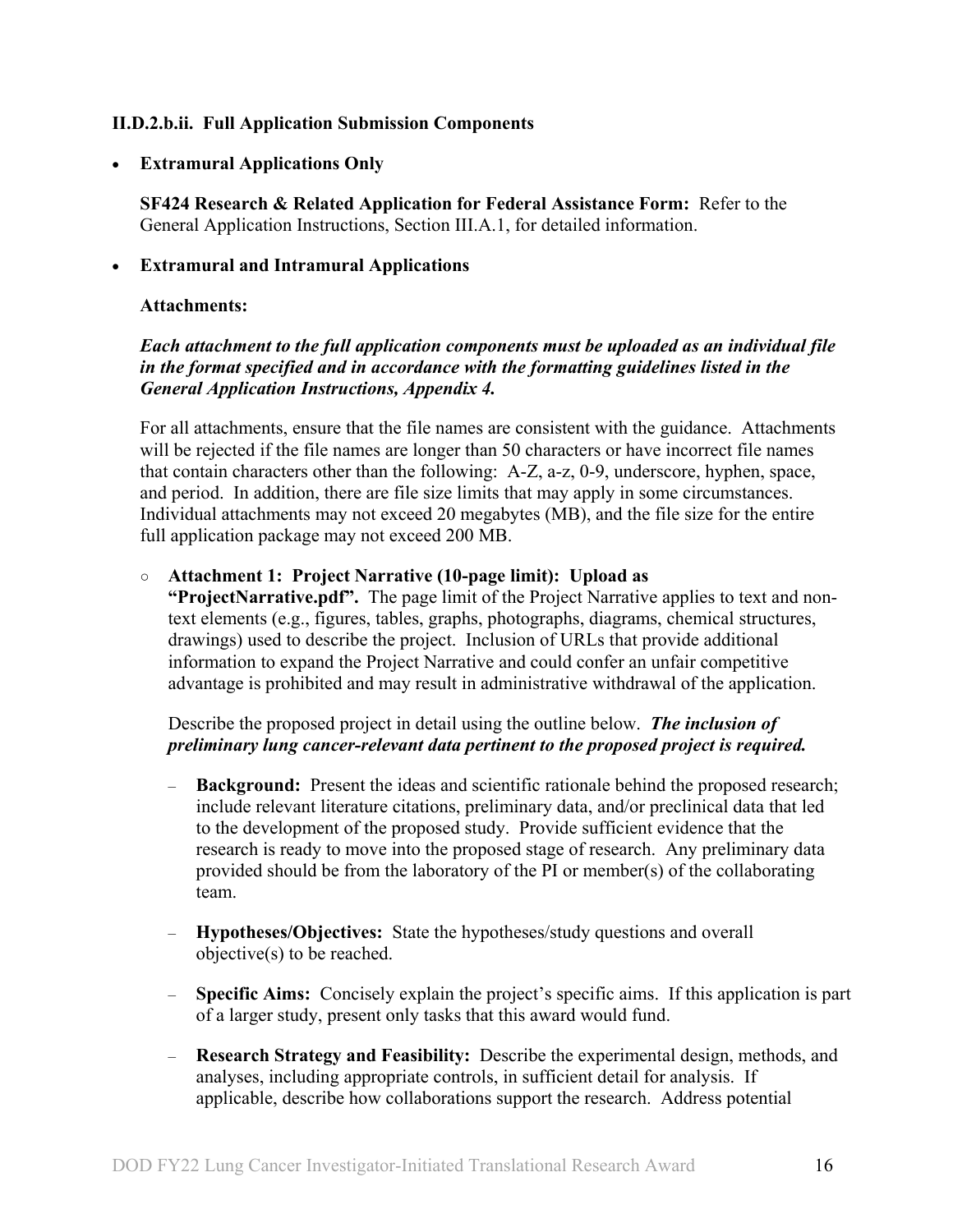**II.D.2.b.ii. Full Application Submission Components**

- **Extramural Applications Only**

  **SF424 Research & Related Application for Federal Assistance Form:** Refer to the General Application Instructions, Section III.A.1, for detailed information.

- **Extramural and Intramural Applications**

  **Attachments:**

  ***Each attachment to the full application components must be uploaded as an individual file in the format specified and in accordance with the formatting guidelines listed in the General Application Instructions, Appendix 4.***

  For all attachments, ensure that the file names are consistent with the guidance. Attachments will be rejected if the file names are longer than 50 characters or have incorrect file names that contain characters other than the following: A-Z, a-z, 0-9, underscore, hyphen, space, and period. In addition, there are file size limits that may apply in some circumstances. Individual attachments may not exceed 20 megabytes (MB), and the file size for the entire full application package may not exceed 200 MB.

  - **Attachment 1: Project Narrative (10-page limit): Upload as "ProjectNarrative.pdf".** The page limit of the Project Narrative applies to text and non-text elements (e.g., figures, tables, graphs, photographs, diagrams, chemical structures, drawings) used to describe the project. Inclusion of URLs that provide additional information to expand the Project Narrative and could confer an unfair competitive advantage is prohibited and may result in administrative withdrawal of the application.

    Describe the proposed project in detail using the outline below. ***The inclusion of preliminary lung cancer-relevant data pertinent to the proposed project is required.***

    - **Background:** Present the ideas and scientific rationale behind the proposed research; include relevant literature citations, preliminary data, and/or preclinical data that led to the development of the proposed study. Provide sufficient evidence that the research is ready to move into the proposed stage of research. Any preliminary data provided should be from the laboratory of the PI or member(s) of the collaborating team.

    - **Hypotheses/Objectives:** State the hypotheses/study questions and overall objective(s) to be reached.

    - **Specific Aims:** Concisely explain the project's specific aims. If this application is part of a larger study, present only tasks that this award would fund.

    - **Research Strategy and Feasibility:** Describe the experimental design, methods, and analyses, including appropriate controls, in sufficient detail for analysis. If applicable, describe how collaborations support the research. Address potential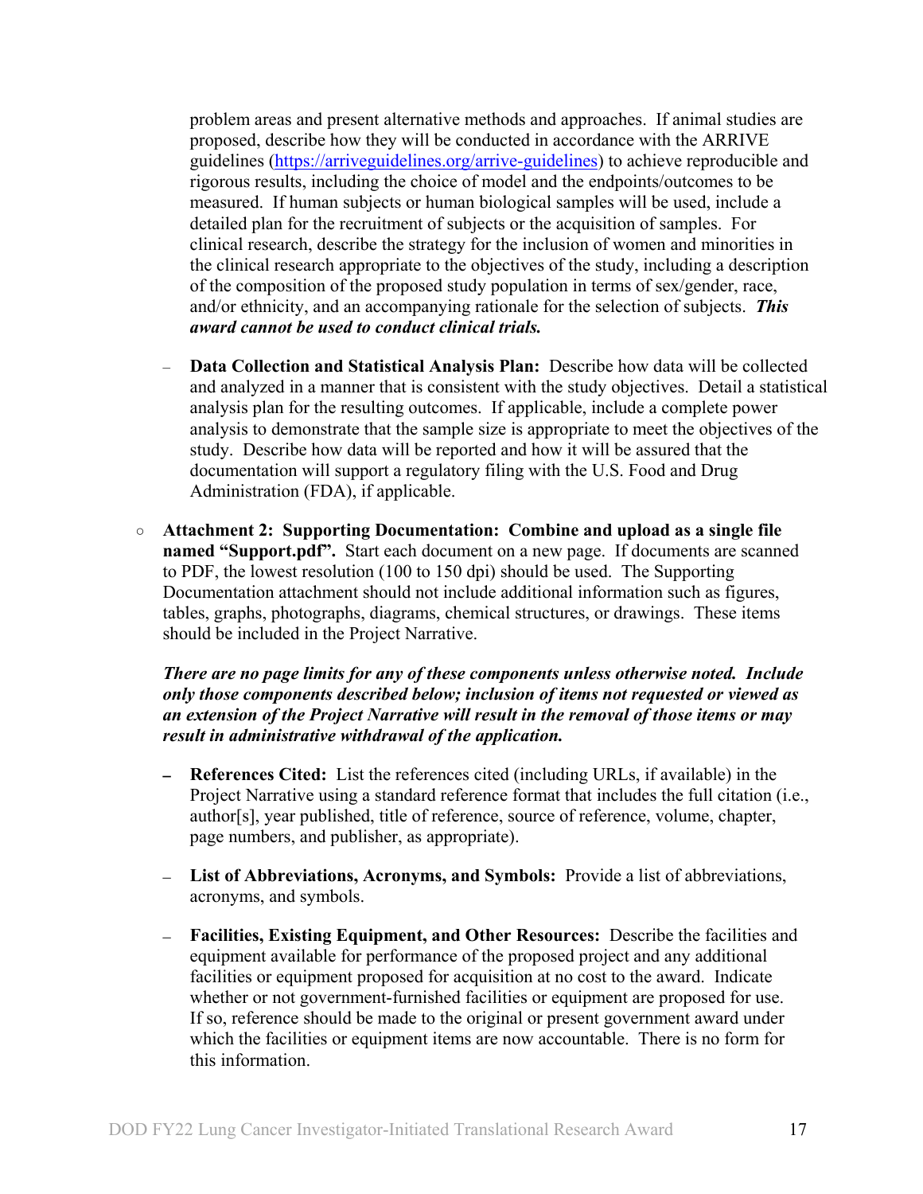problem areas and present alternative methods and approaches. If animal studies are proposed, describe how they will be conducted in accordance with the ARRIVE guidelines (https://arriveguidelines.org/arrive-guidelines) to achieve reproducible and rigorous results, including the choice of model and the endpoints/outcomes to be measured. If human subjects or human biological samples will be used, include a detailed plan for the recruitment of subjects or the acquisition of samples. For clinical research, describe the strategy for the inclusion of women and minorities in the clinical research appropriate to the objectives of the study, including a description of the composition of the proposed study population in terms of sex/gender, race, and/or ethnicity, and an accompanying rationale for the selection of subjects. ***This award cannot be used to conduct clinical trials.***

  - **Data Collection and Statistical Analysis Plan:** Describe how data will be collected and analyzed in a manner that is consistent with the study objectives. Detail a statistical analysis plan for the resulting outcomes. If applicable, include a complete power analysis to demonstrate that the sample size is appropriate to meet the objectives of the study. Describe how data will be reported and how it will be assured that the documentation will support a regulatory filing with the U.S. Food and Drug Administration (FDA), if applicable.

- **Attachment 2: Supporting Documentation: Combine and upload as a single file named "Support.pdf".** Start each document on a new page. If documents are scanned to PDF, the lowest resolution (100 to 150 dpi) should be used. The Supporting Documentation attachment should not include additional information such as figures, tables, graphs, photographs, diagrams, chemical structures, or drawings. These items should be included in the Project Narrative.

  ***There are no page limits for any of these components unless otherwise noted. Include only those components described below; inclusion of items not requested or viewed as an extension of the Project Narrative will result in the removal of those items or may result in administrative withdrawal of the application.***

  - **References Cited:** List the references cited (including URLs, if available) in the Project Narrative using a standard reference format that includes the full citation (i.e., author[s], year published, title of reference, source of reference, volume, chapter, page numbers, and publisher, as appropriate).

  - **List of Abbreviations, Acronyms, and Symbols:** Provide a list of abbreviations, acronyms, and symbols.

  - **Facilities, Existing Equipment, and Other Resources:** Describe the facilities and equipment available for performance of the proposed project and any additional facilities or equipment proposed for acquisition at no cost to the award. Indicate whether or not government-furnished facilities or equipment are proposed for use. If so, reference should be made to the original or present government award under which the facilities or equipment items are now accountable. There is no form for this information.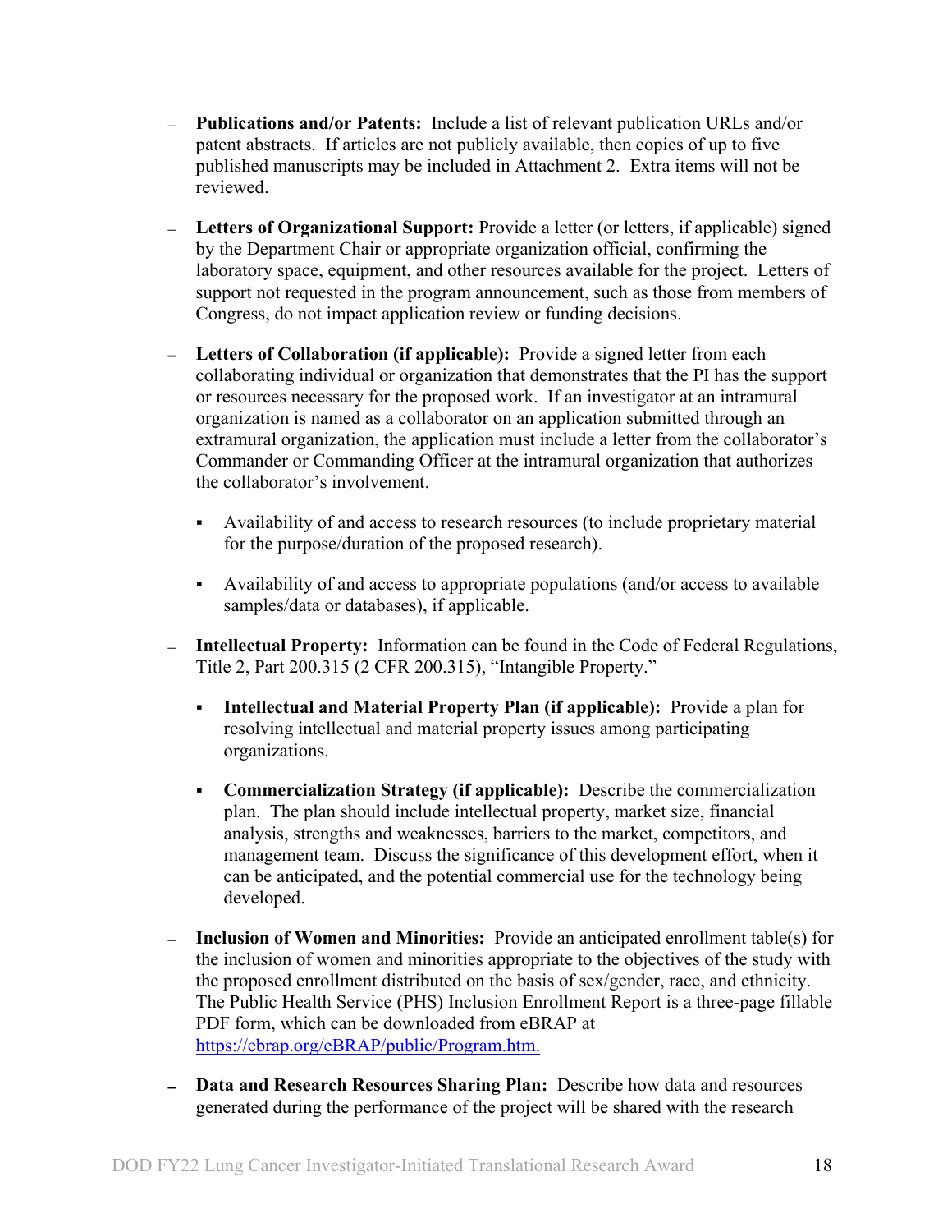- **Publications and/or Patents:** Include a list of relevant publication URLs and/or patent abstracts. If articles are not publicly available, then copies of up to five published manuscripts may be included in Attachment 2. Extra items will not be reviewed.

- **Letters of Organizational Support:** Provide a letter (or letters, if applicable) signed by the Department Chair or appropriate organization official, confirming the laboratory space, equipment, and other resources available for the project. Letters of support not requested in the program announcement, such as those from members of Congress, do not impact application review or funding decisions.

- **Letters of Collaboration (if applicable):** Provide a signed letter from each collaborating individual or organization that demonstrates that the PI has the support or resources necessary for the proposed work. If an investigator at an intramural organization is named as a collaborator on an application submitted through an extramural organization, the application must include a letter from the collaborator's Commander or Commanding Officer at the intramural organization that authorizes the collaborator's involvement.

  - Availability of and access to research resources (to include proprietary material for the purpose/duration of the proposed research).

  - Availability of and access to appropriate populations (and/or access to available samples/data or databases), if applicable.

- **Intellectual Property:** Information can be found in the Code of Federal Regulations, Title 2, Part 200.315 (2 CFR 200.315), "Intangible Property."

  - **Intellectual and Material Property Plan (if applicable):** Provide a plan for resolving intellectual and material property issues among participating organizations.

  - **Commercialization Strategy (if applicable):** Describe the commercialization plan. The plan should include intellectual property, market size, financial analysis, strengths and weaknesses, barriers to the market, competitors, and management team. Discuss the significance of this development effort, when it can be anticipated, and the potential commercial use for the technology being developed.

- **Inclusion of Women and Minorities:** Provide an anticipated enrollment table(s) for the inclusion of women and minorities appropriate to the objectives of the study with the proposed enrollment distributed on the basis of sex/gender, race, and ethnicity. The Public Health Service (PHS) Inclusion Enrollment Report is a three-page fillable PDF form, which can be downloaded from eBRAP at [https://ebrap.org/eBRAP/public/Program.htm.](https://ebrap.org/eBRAP/public/Program.htm)

- **Data and Research Resources Sharing Plan:** Describe how data and resources generated during the performance of the project will be shared with the research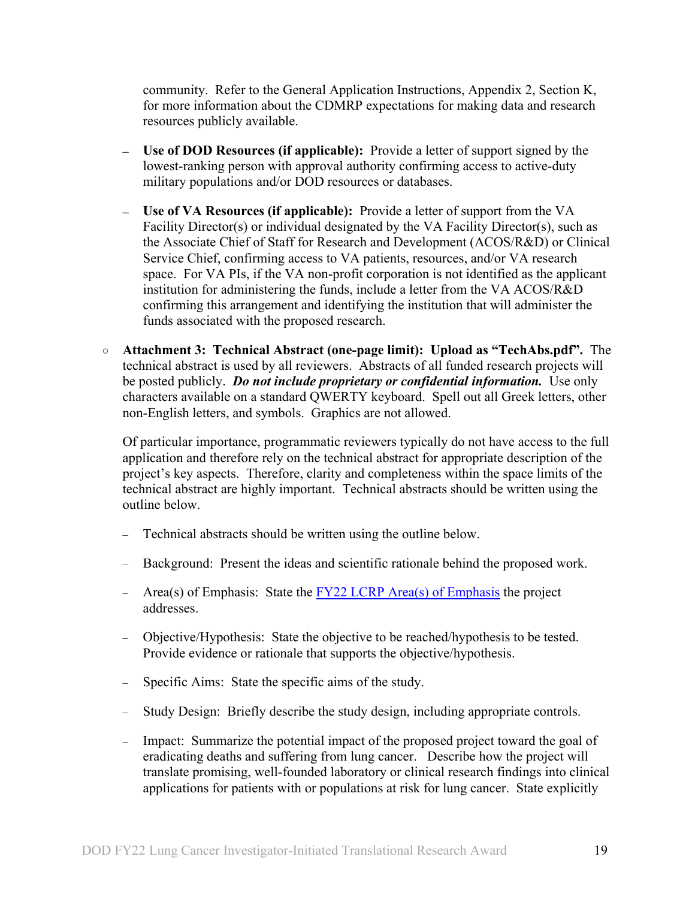community. Refer to the General Application Instructions, Appendix 2, Section K, for more information about the CDMRP expectations for making data and research resources publicly available.

- **Use of DOD Resources (if applicable):** Provide a letter of support signed by the lowest-ranking person with approval authority confirming access to active-duty military populations and/or DOD resources or databases.

- **Use of VA Resources (if applicable):** Provide a letter of support from the VA Facility Director(s) or individual designated by the VA Facility Director(s), such as the Associate Chief of Staff for Research and Development (ACOS/R&D) or Clinical Service Chief, confirming access to VA patients, resources, and/or VA research space. For VA PIs, if the VA non-profit corporation is not identified as the applicant institution for administering the funds, include a letter from the VA ACOS/R&D confirming this arrangement and identifying the institution that will administer the funds associated with the proposed research.

○ **Attachment 3: Technical Abstract (one-page limit): Upload as "TechAbs.pdf".** The technical abstract is used by all reviewers. Abstracts of all funded research projects will be posted publicly. ***Do not include proprietary or confidential information.*** Use only characters available on a standard QWERTY keyboard. Spell out all Greek letters, other non-English letters, and symbols. Graphics are not allowed.

Of particular importance, programmatic reviewers typically do not have access to the full application and therefore rely on the technical abstract for appropriate description of the project's key aspects. Therefore, clarity and completeness within the space limits of the technical abstract are highly important. Technical abstracts should be written using the outline below.

- Technical abstracts should be written using the outline below.
- Background: Present the ideas and scientific rationale behind the proposed work.
- Area(s) of Emphasis: State the [FY22 LCRP Area(s) of Emphasis] the project addresses.
- Objective/Hypothesis: State the objective to be reached/hypothesis to be tested. Provide evidence or rationale that supports the objective/hypothesis.
- Specific Aims: State the specific aims of the study.
- Study Design: Briefly describe the study design, including appropriate controls.
- Impact: Summarize the potential impact of the proposed project toward the goal of eradicating deaths and suffering from lung cancer. Describe how the project will translate promising, well-founded laboratory or clinical research findings into clinical applications for patients with or populations at risk for lung cancer. State explicitly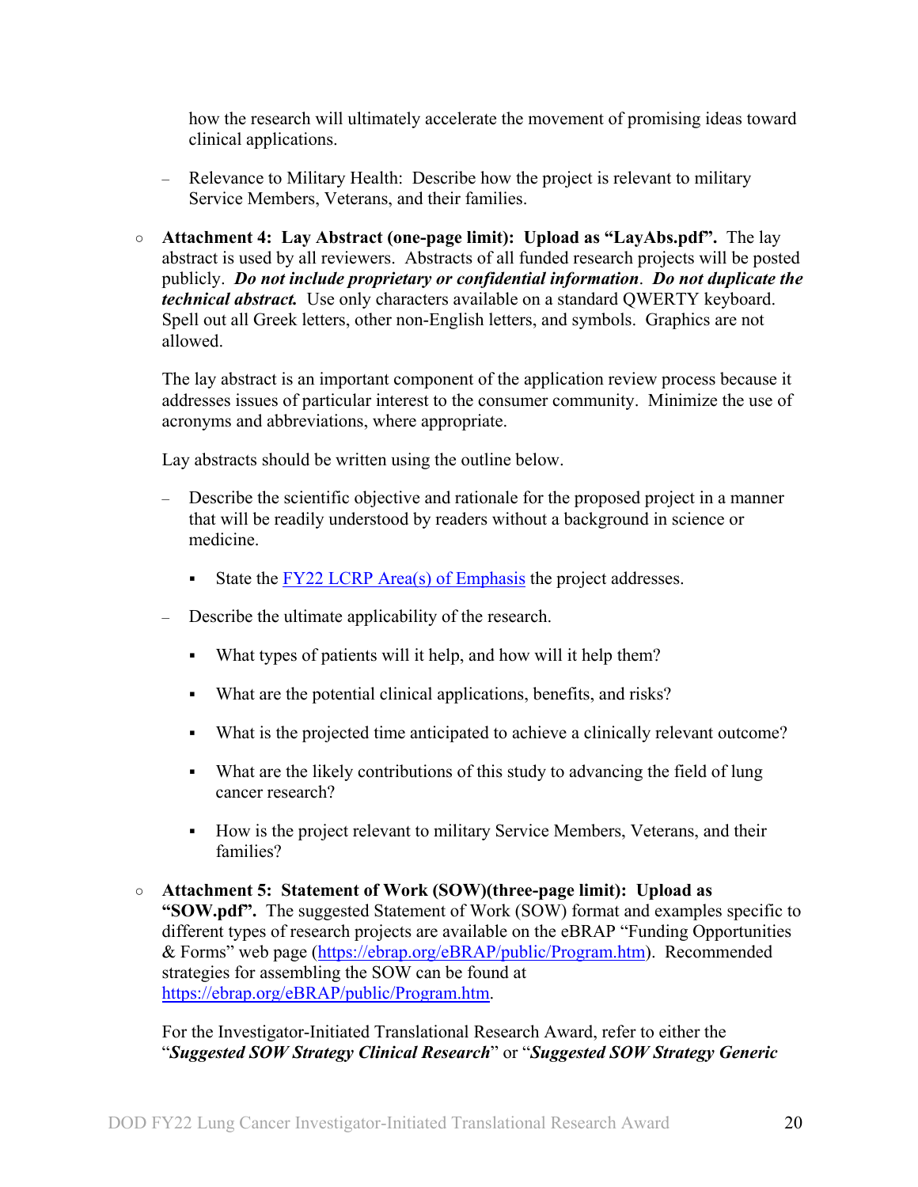how the research will ultimately accelerate the movement of promising ideas toward clinical applications.

  – Relevance to Military Health: Describe how the project is relevant to military Service Members, Veterans, and their families.

- **Attachment 4: Lay Abstract (one-page limit): Upload as "LayAbs.pdf".** The lay abstract is used by all reviewers. Abstracts of all funded research projects will be posted publicly. ***Do not include proprietary or confidential information***. ***Do not duplicate the technical abstract.*** Use only characters available on a standard QWERTY keyboard. Spell out all Greek letters, other non-English letters, and symbols. Graphics are not allowed.

  The lay abstract is an important component of the application review process because it addresses issues of particular interest to the consumer community. Minimize the use of acronyms and abbreviations, where appropriate.

  Lay abstracts should be written using the outline below.

  – Describe the scientific objective and rationale for the proposed project in a manner that will be readily understood by readers without a background in science or medicine.

    - State the FY22 LCRP Area(s) of Emphasis the project addresses.

  – Describe the ultimate applicability of the research.

    - What types of patients will it help, and how will it help them?

    - What are the potential clinical applications, benefits, and risks?

    - What is the projected time anticipated to achieve a clinically relevant outcome?

    - What are the likely contributions of this study to advancing the field of lung cancer research?

    - How is the project relevant to military Service Members, Veterans, and their families?

- **Attachment 5: Statement of Work (SOW)(three-page limit): Upload as "SOW.pdf".** The suggested Statement of Work (SOW) format and examples specific to different types of research projects are available on the eBRAP "Funding Opportunities & Forms" web page (https://ebrap.org/eBRAP/public/Program.htm). Recommended strategies for assembling the SOW can be found at https://ebrap.org/eBRAP/public/Program.htm.

  For the Investigator-Initiated Translational Research Award, refer to either the "***Suggested SOW Strategy Clinical Research***" or "***Suggested SOW Strategy Generic***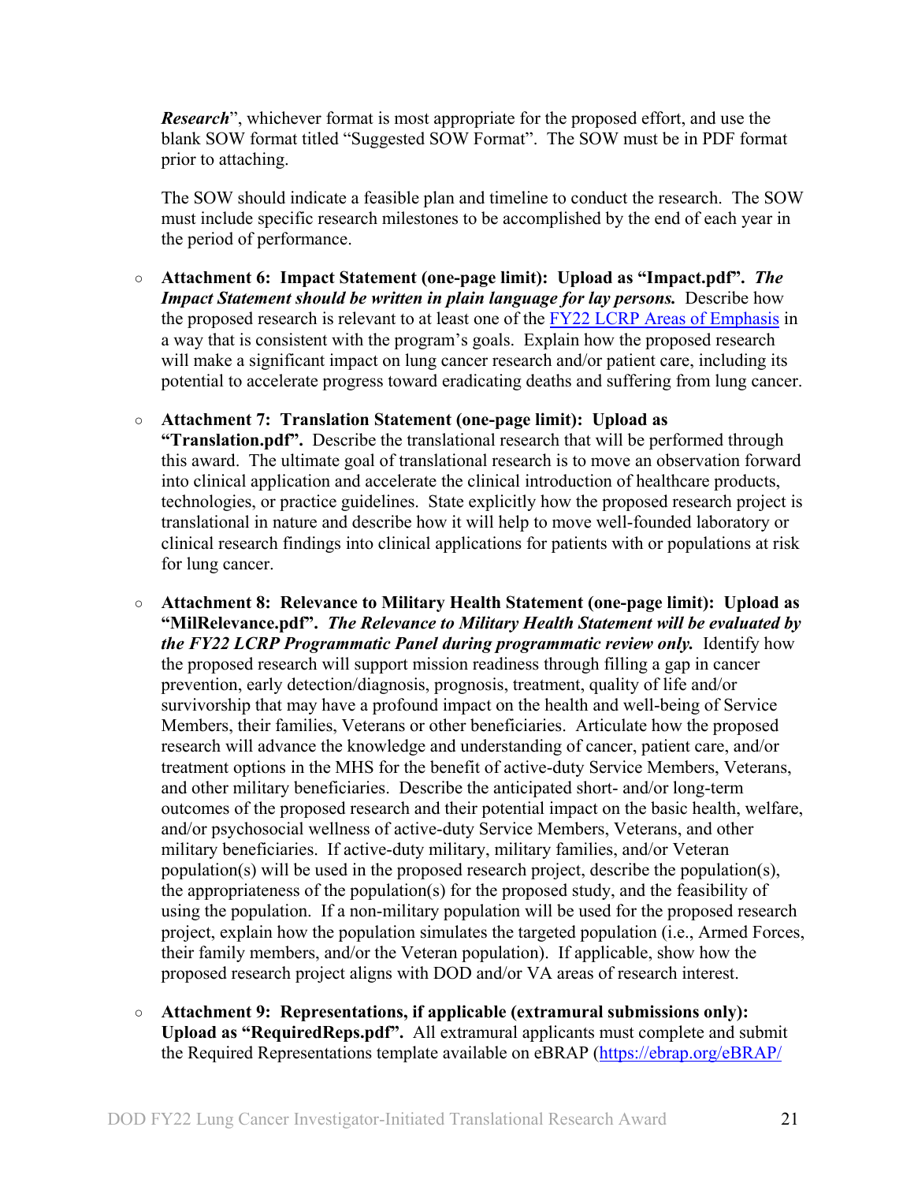*Research*", whichever format is most appropriate for the proposed effort, and use the blank SOW format titled "Suggested SOW Format". The SOW must be in PDF format prior to attaching.

The SOW should indicate a feasible plan and timeline to conduct the research. The SOW must include specific research milestones to be accomplished by the end of each year in the period of performance.

- **Attachment 6: Impact Statement (one-page limit): Upload as "Impact.pdf".** ***The Impact Statement should be written in plain language for lay persons.*** Describe how the proposed research is relevant to at least one of the FY22 LCRP Areas of Emphasis in a way that is consistent with the program's goals. Explain how the proposed research will make a significant impact on lung cancer research and/or patient care, including its potential to accelerate progress toward eradicating deaths and suffering from lung cancer.

- **Attachment 7: Translation Statement (one-page limit): Upload as "Translation.pdf".** Describe the translational research that will be performed through this award. The ultimate goal of translational research is to move an observation forward into clinical application and accelerate the clinical introduction of healthcare products, technologies, or practice guidelines. State explicitly how the proposed research project is translational in nature and describe how it will help to move well-founded laboratory or clinical research findings into clinical applications for patients with or populations at risk for lung cancer.

- **Attachment 8: Relevance to Military Health Statement (one-page limit): Upload as "MilRelevance.pdf".** ***The Relevance to Military Health Statement will be evaluated by the FY22 LCRP Programmatic Panel during programmatic review only.*** Identify how the proposed research will support mission readiness through filling a gap in cancer prevention, early detection/diagnosis, prognosis, treatment, quality of life and/or survivorship that may have a profound impact on the health and well-being of Service Members, their families, Veterans or other beneficiaries. Articulate how the proposed research will advance the knowledge and understanding of cancer, patient care, and/or treatment options in the MHS for the benefit of active-duty Service Members, Veterans, and other military beneficiaries. Describe the anticipated short- and/or long-term outcomes of the proposed research and their potential impact on the basic health, welfare, and/or psychosocial wellness of active-duty Service Members, Veterans, and other military beneficiaries. If active-duty military, military families, and/or Veteran population(s) will be used in the proposed research project, describe the population(s), the appropriateness of the population(s) for the proposed study, and the feasibility of using the population. If a non-military population will be used for the proposed research project, explain how the population simulates the targeted population (i.e., Armed Forces, their family members, and/or the Veteran population). If applicable, show how the proposed research project aligns with DOD and/or VA areas of research interest.

- **Attachment 9: Representations, if applicable (extramural submissions only): Upload as "RequiredReps.pdf".** All extramural applicants must complete and submit the Required Representations template available on eBRAP (https://ebrap.org/eBRAP/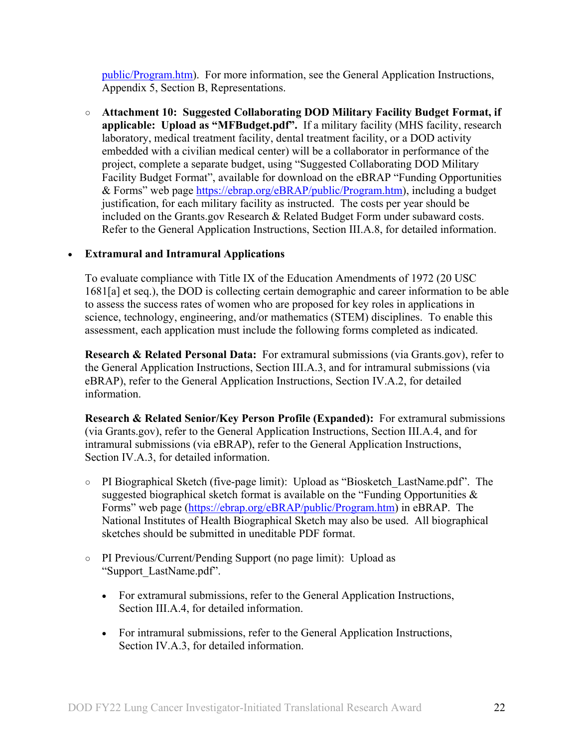public/Program.htm). For more information, see the General Application Instructions, Appendix 5, Section B, Representations.

- **Attachment 10: Suggested Collaborating DOD Military Facility Budget Format, if applicable: Upload as "MFBudget.pdf".** If a military facility (MHS facility, research laboratory, medical treatment facility, dental treatment facility, or a DOD activity embedded with a civilian medical center) will be a collaborator in performance of the project, complete a separate budget, using "Suggested Collaborating DOD Military Facility Budget Format", available for download on the eBRAP "Funding Opportunities & Forms" web page https://ebrap.org/eBRAP/public/Program.htm), including a budget justification, for each military facility as instructed. The costs per year should be included on the Grants.gov Research & Related Budget Form under subaward costs. Refer to the General Application Instructions, Section III.A.8, for detailed information.

- **Extramural and Intramural Applications**

  To evaluate compliance with Title IX of the Education Amendments of 1972 (20 USC 1681[a] et seq.), the DOD is collecting certain demographic and career information to be able to assess the success rates of women who are proposed for key roles in applications in science, technology, engineering, and/or mathematics (STEM) disciplines. To enable this assessment, each application must include the following forms completed as indicated.

  **Research & Related Personal Data:** For extramural submissions (via Grants.gov), refer to the General Application Instructions, Section III.A.3, and for intramural submissions (via eBRAP), refer to the General Application Instructions, Section IV.A.2, for detailed information.

  **Research & Related Senior/Key Person Profile (Expanded):** For extramural submissions (via Grants.gov), refer to the General Application Instructions, Section III.A.4, and for intramural submissions (via eBRAP), refer to the General Application Instructions, Section IV.A.3, for detailed information.

  - PI Biographical Sketch (five-page limit): Upload as "Biosketch_LastName.pdf". The suggested biographical sketch format is available on the "Funding Opportunities & Forms" web page (https://ebrap.org/eBRAP/public/Program.htm) in eBRAP. The National Institutes of Health Biographical Sketch may also be used. All biographical sketches should be submitted in uneditable PDF format.

  - PI Previous/Current/Pending Support (no page limit): Upload as "Support_LastName.pdf".

    - For extramural submissions, refer to the General Application Instructions, Section III.A.4, for detailed information.

    - For intramural submissions, refer to the General Application Instructions, Section IV.A.3, for detailed information.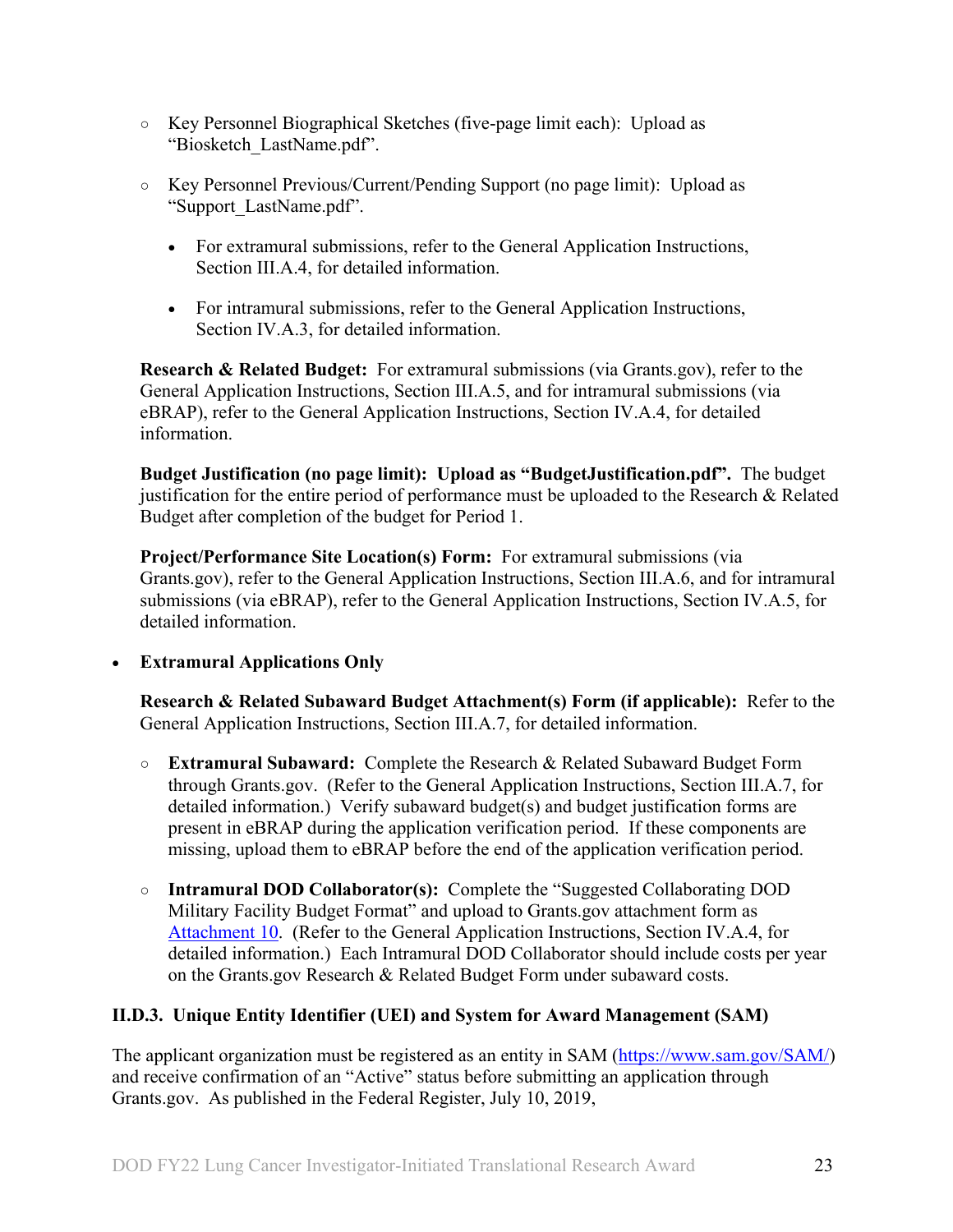- Key Personnel Biographical Sketches (five-page limit each): Upload as "Biosketch_LastName.pdf".
- Key Personnel Previous/Current/Pending Support (no page limit): Upload as "Support_LastName.pdf".
  - For extramural submissions, refer to the General Application Instructions, Section III.A.4, for detailed information.
  - For intramural submissions, refer to the General Application Instructions, Section IV.A.3, for detailed information.

**Research & Related Budget:** For extramural submissions (via Grants.gov), refer to the General Application Instructions, Section III.A.5, and for intramural submissions (via eBRAP), refer to the General Application Instructions, Section IV.A.4, for detailed information.

**Budget Justification (no page limit): Upload as "BudgetJustification.pdf".** The budget justification for the entire period of performance must be uploaded to the Research & Related Budget after completion of the budget for Period 1.

**Project/Performance Site Location(s) Form:** For extramural submissions (via Grants.gov), refer to the General Application Instructions, Section III.A.6, and for intramural submissions (via eBRAP), refer to the General Application Instructions, Section IV.A.5, for detailed information.

- **Extramural Applications Only**

  **Research & Related Subaward Budget Attachment(s) Form (if applicable):** Refer to the General Application Instructions, Section III.A.7, for detailed information.

  - **Extramural Subaward:** Complete the Research & Related Subaward Budget Form through Grants.gov. (Refer to the General Application Instructions, Section III.A.7, for detailed information.) Verify subaward budget(s) and budget justification forms are present in eBRAP during the application verification period. If these components are missing, upload them to eBRAP before the end of the application verification period.
  - **Intramural DOD Collaborator(s):** Complete the "Suggested Collaborating DOD Military Facility Budget Format" and upload to Grants.gov attachment form as Attachment 10. (Refer to the General Application Instructions, Section IV.A.4, for detailed information.) Each Intramural DOD Collaborator should include costs per year on the Grants.gov Research & Related Budget Form under subaward costs.

### II.D.3. Unique Entity Identifier (UEI) and System for Award Management (SAM)

The applicant organization must be registered as an entity in SAM (https://www.sam.gov/SAM/) and receive confirmation of an "Active" status before submitting an application through Grants.gov. As published in the Federal Register, July 10, 2019,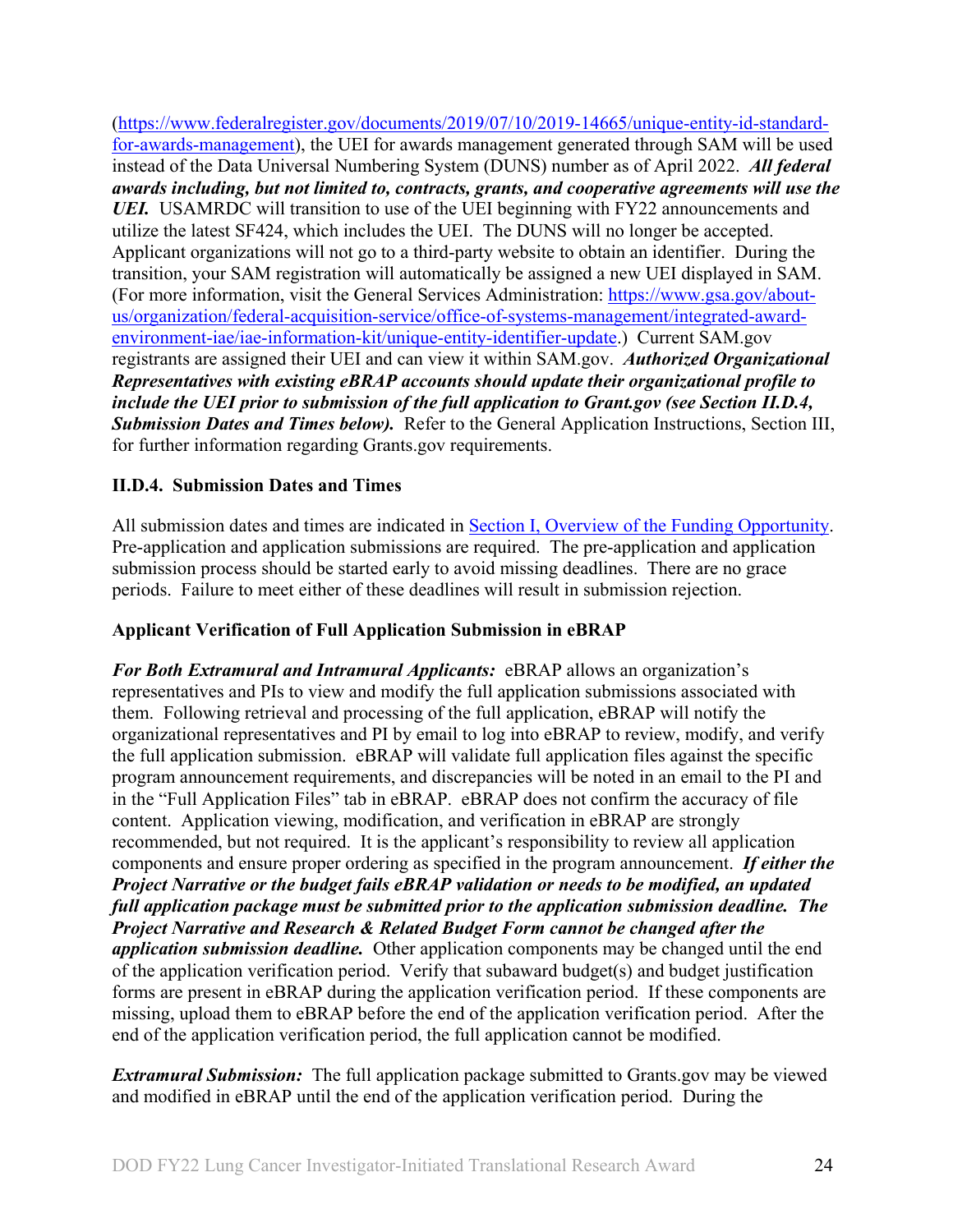([https://www.federalregister.gov/documents/2019/07/10/2019-14665/unique-entity-id-standard-for-awards-management](https://www.federalregister.gov/documents/2019/07/10/2019-14665/unique-entity-id-standard-for-awards-management)), the UEI for awards management generated through SAM will be used instead of the Data Universal Numbering System (DUNS) number as of April 2022. ***All federal awards including, but not limited to, contracts, grants, and cooperative agreements will use the UEI.*** USAMRDC will transition to use of the UEI beginning with FY22 announcements and utilize the latest SF424, which includes the UEI. The DUNS will no longer be accepted. Applicant organizations will not go to a third-party website to obtain an identifier. During the transition, your SAM registration will automatically be assigned a new UEI displayed in SAM. (For more information, visit the General Services Administration: [https://www.gsa.gov/about-us/organization/federal-acquisition-service/office-of-systems-management/integrated-award-environment-iae/iae-information-kit/unique-entity-identifier-update](https://www.gsa.gov/about-us/organization/federal-acquisition-service/office-of-systems-management/integrated-award-environment-iae/iae-information-kit/unique-entity-identifier-update).) Current SAM.gov registrants are assigned their UEI and can view it within SAM.gov. ***Authorized Organizational Representatives with existing eBRAP accounts should update their organizational profile to include the UEI prior to submission of the full application to Grant.gov (see Section II.D.4, Submission Dates and Times below).*** Refer to the General Application Instructions, Section III, for further information regarding Grants.gov requirements.

### II.D.4. Submission Dates and Times

All submission dates and times are indicated in Section I, Overview of the Funding Opportunity. Pre-application and application submissions are required. The pre-application and application submission process should be started early to avoid missing deadlines. There are no grace periods. Failure to meet either of these deadlines will result in submission rejection.

**Applicant Verification of Full Application Submission in eBRAP**

***For Both Extramural and Intramural Applicants:*** eBRAP allows an organization's representatives and PIs to view and modify the full application submissions associated with them. Following retrieval and processing of the full application, eBRAP will notify the organizational representatives and PI by email to log into eBRAP to review, modify, and verify the full application submission. eBRAP will validate full application files against the specific program announcement requirements, and discrepancies will be noted in an email to the PI and in the "Full Application Files" tab in eBRAP. eBRAP does not confirm the accuracy of file content. Application viewing, modification, and verification in eBRAP are strongly recommended, but not required. It is the applicant's responsibility to review all application components and ensure proper ordering as specified in the program announcement. ***If either the Project Narrative or the budget fails eBRAP validation or needs to be modified, an updated full application package must be submitted prior to the application submission deadline. The Project Narrative and Research & Related Budget Form cannot be changed after the application submission deadline.*** Other application components may be changed until the end of the application verification period. Verify that subaward budget(s) and budget justification forms are present in eBRAP during the application verification period. If these components are missing, upload them to eBRAP before the end of the application verification period. After the end of the application verification period, the full application cannot be modified.

***Extramural Submission:*** The full application package submitted to Grants.gov may be viewed and modified in eBRAP until the end of the application verification period. During the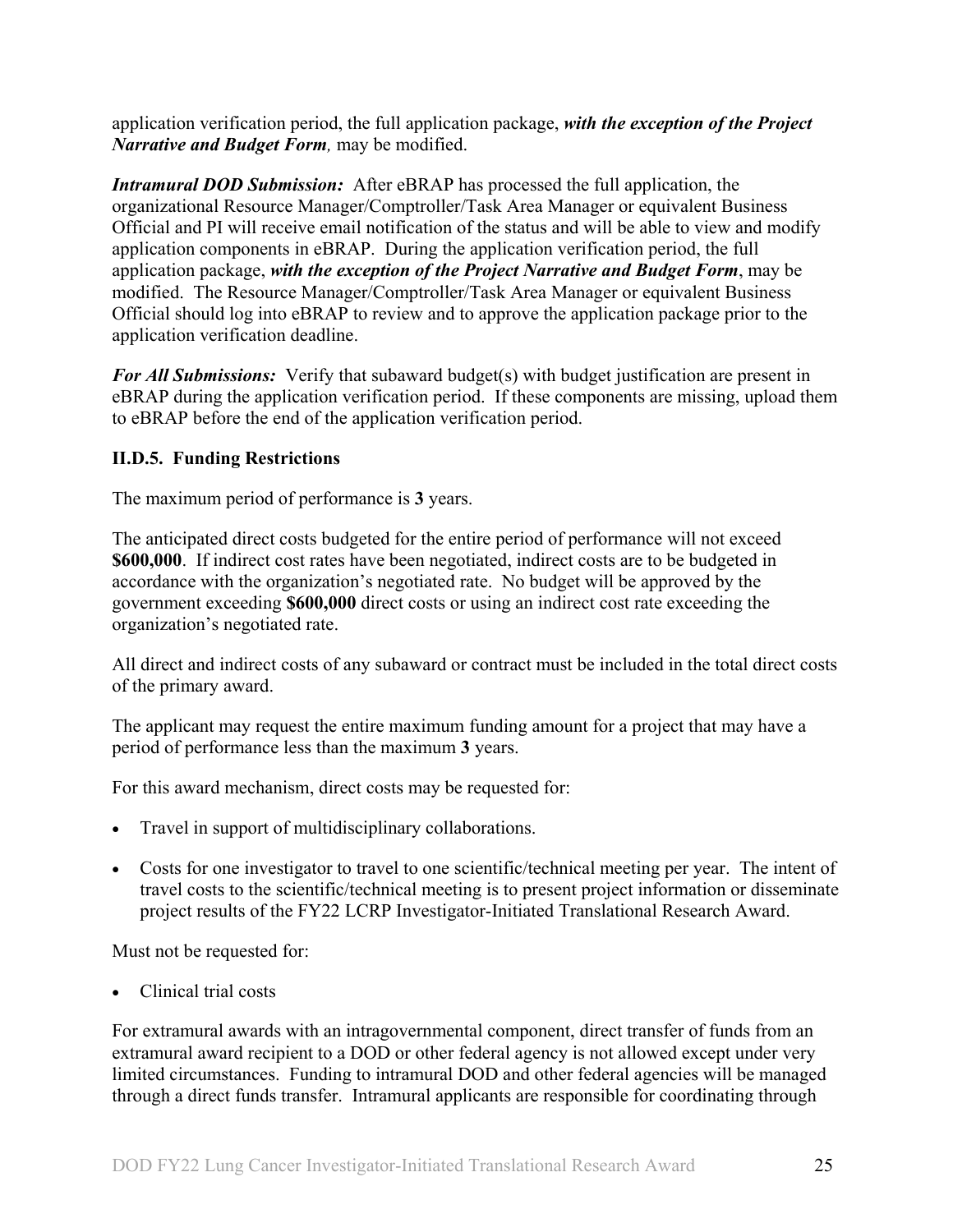application verification period, the full application package, ***with the exception of the Project Narrative and Budget Form,*** may be modified.

***Intramural DOD Submission:*** After eBRAP has processed the full application, the organizational Resource Manager/Comptroller/Task Area Manager or equivalent Business Official and PI will receive email notification of the status and will be able to view and modify application components in eBRAP. During the application verification period, the full application package, ***with the exception of the Project Narrative and Budget Form***, may be modified. The Resource Manager/Comptroller/Task Area Manager or equivalent Business Official should log into eBRAP to review and to approve the application package prior to the application verification deadline.

***For All Submissions:*** Verify that subaward budget(s) with budget justification are present in eBRAP during the application verification period. If these components are missing, upload them to eBRAP before the end of the application verification period.

### II.D.5. Funding Restrictions

The maximum period of performance is **3** years.

The anticipated direct costs budgeted for the entire period of performance will not exceed **$600,000**. If indirect cost rates have been negotiated, indirect costs are to be budgeted in accordance with the organization's negotiated rate. No budget will be approved by the government exceeding **$600,000** direct costs or using an indirect cost rate exceeding the organization's negotiated rate.

All direct and indirect costs of any subaward or contract must be included in the total direct costs of the primary award.

The applicant may request the entire maximum funding amount for a project that may have a period of performance less than the maximum **3** years.

For this award mechanism, direct costs may be requested for:

- Travel in support of multidisciplinary collaborations.
- Costs for one investigator to travel to one scientific/technical meeting per year. The intent of travel costs to the scientific/technical meeting is to present project information or disseminate project results of the FY22 LCRP Investigator-Initiated Translational Research Award.

Must not be requested for:

- Clinical trial costs

For extramural awards with an intragovernmental component, direct transfer of funds from an extramural award recipient to a DOD or other federal agency is not allowed except under very limited circumstances. Funding to intramural DOD and other federal agencies will be managed through a direct funds transfer. Intramural applicants are responsible for coordinating through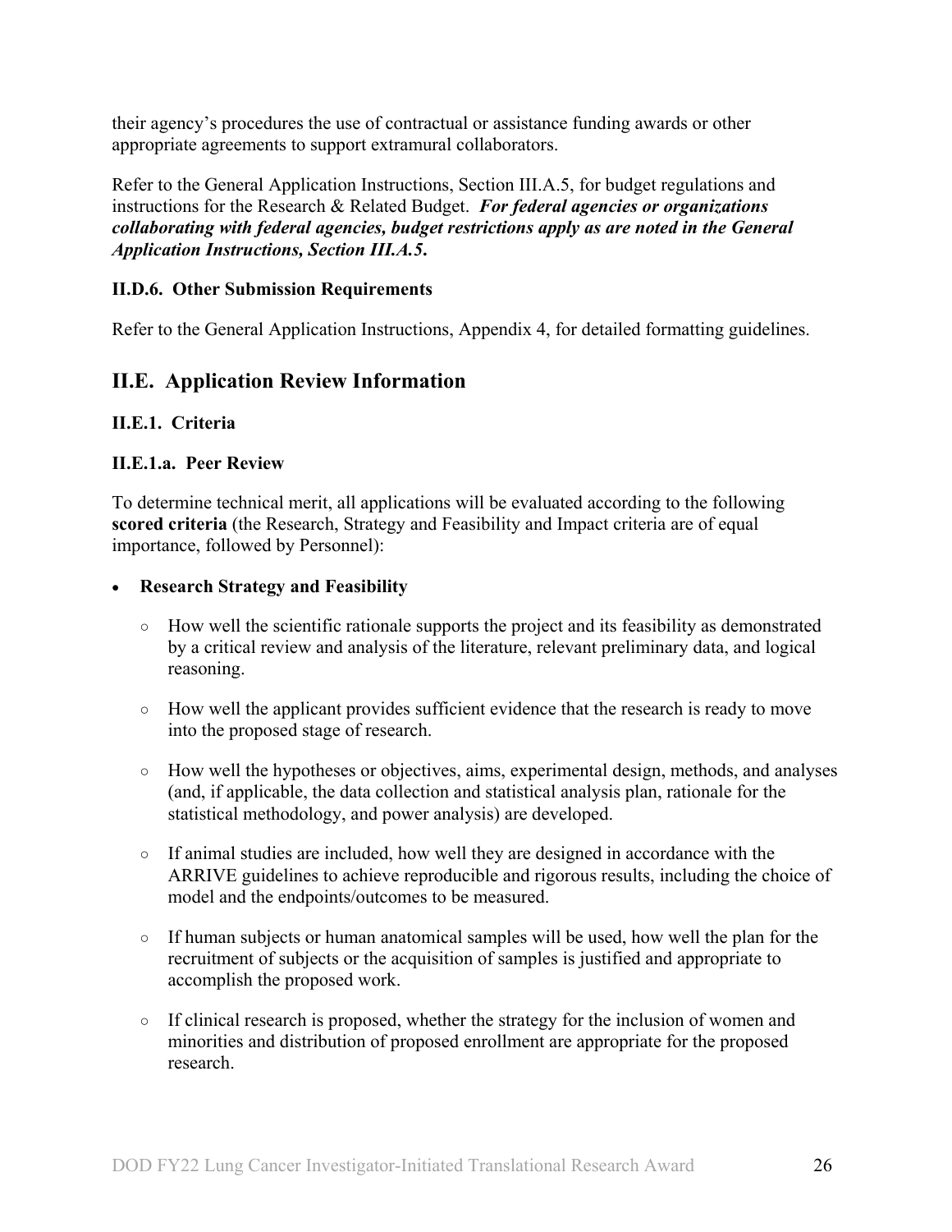their agency's procedures the use of contractual or assistance funding awards or other appropriate agreements to support extramural collaborators.

Refer to the General Application Instructions, Section III.A.5, for budget regulations and instructions for the Research & Related Budget. ***For federal agencies or organizations collaborating with federal agencies, budget restrictions apply as are noted in the General Application Instructions, Section III.A.5.***

### II.D.6. Other Submission Requirements

Refer to the General Application Instructions, Appendix 4, for detailed formatting guidelines.

## II.E. Application Review Information

### II.E.1. Criteria

### II.E.1.a. Peer Review

To determine technical merit, all applications will be evaluated according to the following **scored criteria** (the Research, Strategy and Feasibility and Impact criteria are of equal importance, followed by Personnel):

- **Research Strategy and Feasibility**
    - How well the scientific rationale supports the project and its feasibility as demonstrated by a critical review and analysis of the literature, relevant preliminary data, and logical reasoning.
    - How well the applicant provides sufficient evidence that the research is ready to move into the proposed stage of research.
    - How well the hypotheses or objectives, aims, experimental design, methods, and analyses (and, if applicable, the data collection and statistical analysis plan, rationale for the statistical methodology, and power analysis) are developed.
    - If animal studies are included, how well they are designed in accordance with the ARRIVE guidelines to achieve reproducible and rigorous results, including the choice of model and the endpoints/outcomes to be measured.
    - If human subjects or human anatomical samples will be used, how well the plan for the recruitment of subjects or the acquisition of samples is justified and appropriate to accomplish the proposed work.
    - If clinical research is proposed, whether the strategy for the inclusion of women and minorities and distribution of proposed enrollment are appropriate for the proposed research.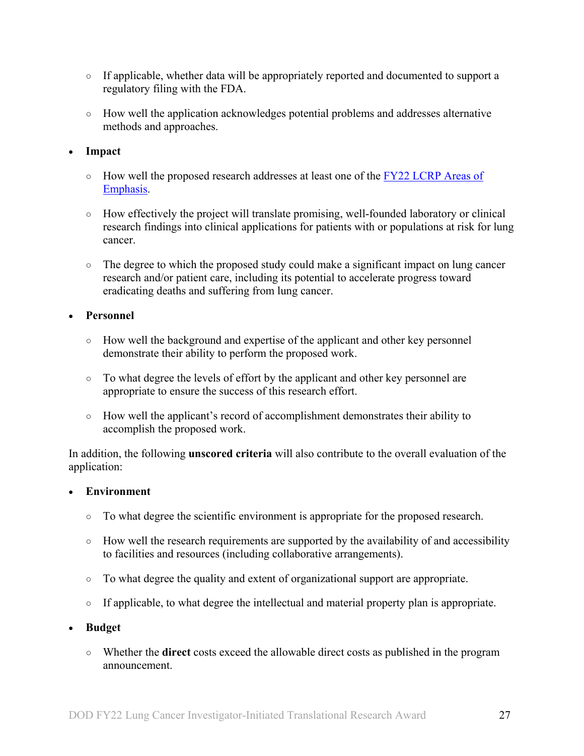- If applicable, whether data will be appropriately reported and documented to support a regulatory filing with the FDA.
    - How well the application acknowledges potential problems and addresses alternative methods and approaches.

- **Impact**
    - How well the proposed research addresses at least one of the [FY22 LCRP Areas of Emphasis](#).
    - How effectively the project will translate promising, well-founded laboratory or clinical research findings into clinical applications for patients with or populations at risk for lung cancer.
    - The degree to which the proposed study could make a significant impact on lung cancer research and/or patient care, including its potential to accelerate progress toward eradicating deaths and suffering from lung cancer.

- **Personnel**
    - How well the background and expertise of the applicant and other key personnel demonstrate their ability to perform the proposed work.
    - To what degree the levels of effort by the applicant and other key personnel are appropriate to ensure the success of this research effort.
    - How well the applicant's record of accomplishment demonstrates their ability to accomplish the proposed work.

In addition, the following **unscored criteria** will also contribute to the overall evaluation of the application:

- **Environment**
    - To what degree the scientific environment is appropriate for the proposed research.
    - How well the research requirements are supported by the availability of and accessibility to facilities and resources (including collaborative arrangements).
    - To what degree the quality and extent of organizational support are appropriate.
    - If applicable, to what degree the intellectual and material property plan is appropriate.

- **Budget**
    - Whether the **direct** costs exceed the allowable direct costs as published in the program announcement.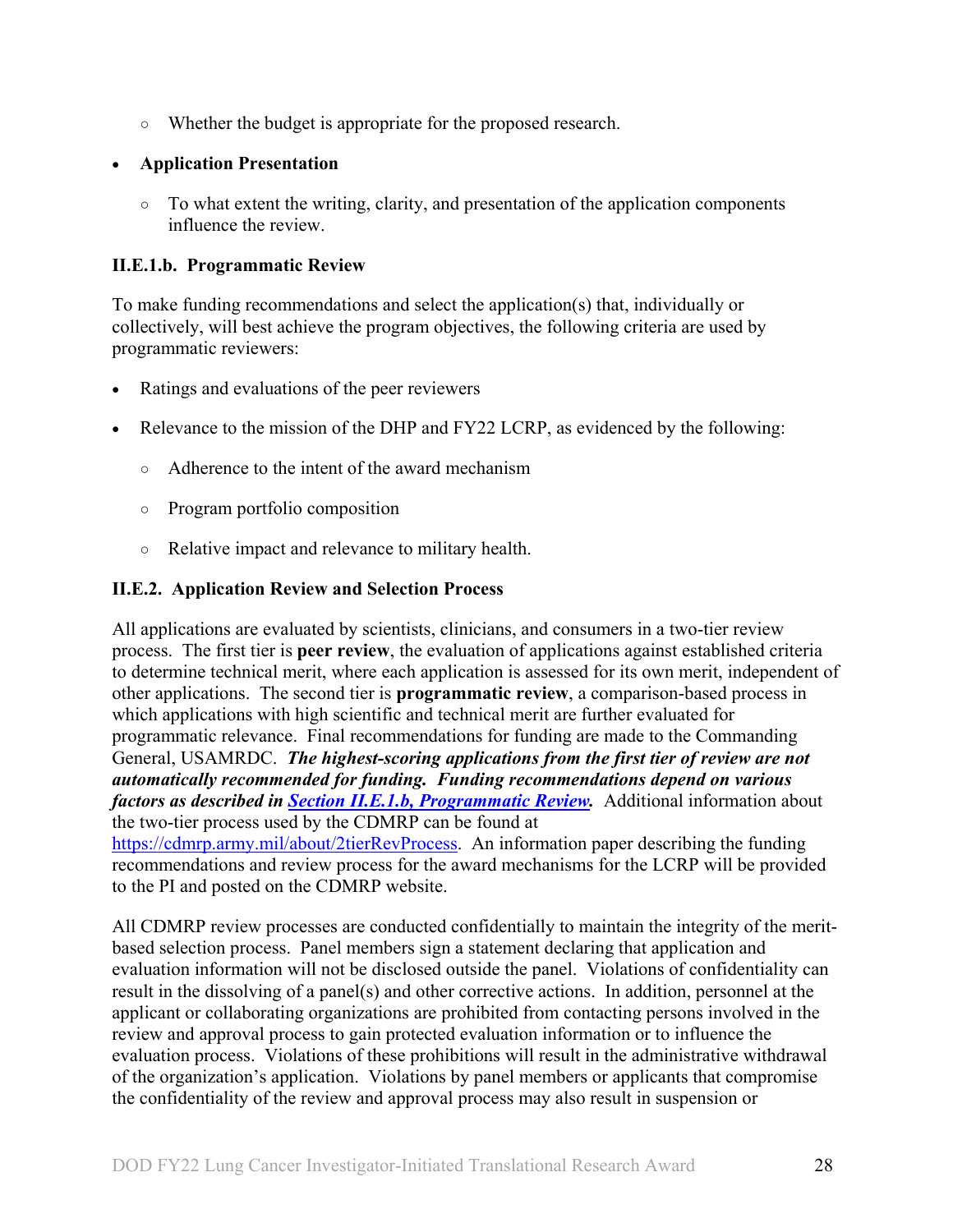- Whether the budget is appropriate for the proposed research.

- **Application Presentation**
  - To what extent the writing, clarity, and presentation of the application components influence the review.

### II.E.1.b. Programmatic Review

To make funding recommendations and select the application(s) that, individually or collectively, will best achieve the program objectives, the following criteria are used by programmatic reviewers:

- Ratings and evaluations of the peer reviewers
- Relevance to the mission of the DHP and FY22 LCRP, as evidenced by the following:
  - Adherence to the intent of the award mechanism
  - Program portfolio composition
  - Relative impact and relevance to military health.

### II.E.2. Application Review and Selection Process

All applications are evaluated by scientists, clinicians, and consumers in a two-tier review process. The first tier is **peer review**, the evaluation of applications against established criteria to determine technical merit, where each application is assessed for its own merit, independent of other applications. The second tier is **programmatic review**, a comparison-based process in which applications with high scientific and technical merit are further evaluated for programmatic relevance. Final recommendations for funding are made to the Commanding General, USAMRDC. ***The highest-scoring applications from the first tier of review are not automatically recommended for funding. Funding recommendations depend on various factors as described in Section II.E.1.b, Programmatic Review.*** Additional information about the two-tier process used by the CDMRP can be found at https://cdmrp.army.mil/about/2tierRevProcess. An information paper describing the funding recommendations and review process for the award mechanisms for the LCRP will be provided to the PI and posted on the CDMRP website.

All CDMRP review processes are conducted confidentially to maintain the integrity of the merit-based selection process. Panel members sign a statement declaring that application and evaluation information will not be disclosed outside the panel. Violations of confidentiality can result in the dissolving of a panel(s) and other corrective actions. In addition, personnel at the applicant or collaborating organizations are prohibited from contacting persons involved in the review and approval process to gain protected evaluation information or to influence the evaluation process. Violations of these prohibitions will result in the administrative withdrawal of the organization's application. Violations by panel members or applicants that compromise the confidentiality of the review and approval process may also result in suspension or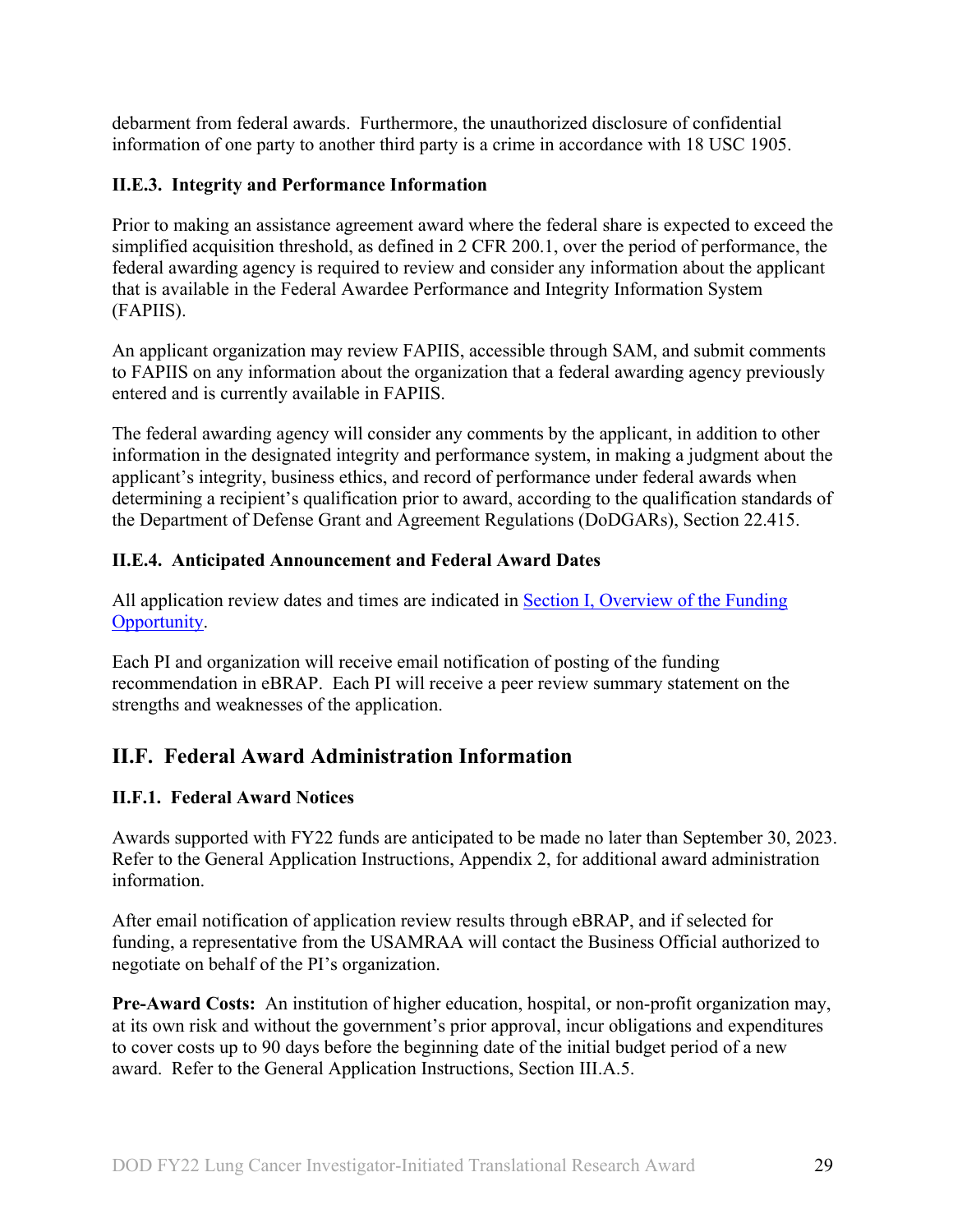debarment from federal awards. Furthermore, the unauthorized disclosure of confidential information of one party to another third party is a crime in accordance with 18 USC 1905.

### II.E.3. Integrity and Performance Information

Prior to making an assistance agreement award where the federal share is expected to exceed the simplified acquisition threshold, as defined in 2 CFR 200.1, over the period of performance, the federal awarding agency is required to review and consider any information about the applicant that is available in the Federal Awardee Performance and Integrity Information System (FAPIIS).

An applicant organization may review FAPIIS, accessible through SAM, and submit comments to FAPIIS on any information about the organization that a federal awarding agency previously entered and is currently available in FAPIIS.

The federal awarding agency will consider any comments by the applicant, in addition to other information in the designated integrity and performance system, in making a judgment about the applicant's integrity, business ethics, and record of performance under federal awards when determining a recipient's qualification prior to award, according to the qualification standards of the Department of Defense Grant and Agreement Regulations (DoDGARs), Section 22.415.

### II.E.4. Anticipated Announcement and Federal Award Dates

All application review dates and times are indicated in [Section I, Overview of the Funding Opportunity](#).

Each PI and organization will receive email notification of posting of the funding recommendation in eBRAP. Each PI will receive a peer review summary statement on the strengths and weaknesses of the application.

## II.F. Federal Award Administration Information

### II.F.1. Federal Award Notices

Awards supported with FY22 funds are anticipated to be made no later than September 30, 2023. Refer to the General Application Instructions, Appendix 2, for additional award administration information.

After email notification of application review results through eBRAP, and if selected for funding, a representative from the USAMRAA will contact the Business Official authorized to negotiate on behalf of the PI's organization.

**Pre-Award Costs:** An institution of higher education, hospital, or non-profit organization may, at its own risk and without the government's prior approval, incur obligations and expenditures to cover costs up to 90 days before the beginning date of the initial budget period of a new award. Refer to the General Application Instructions, Section III.A.5.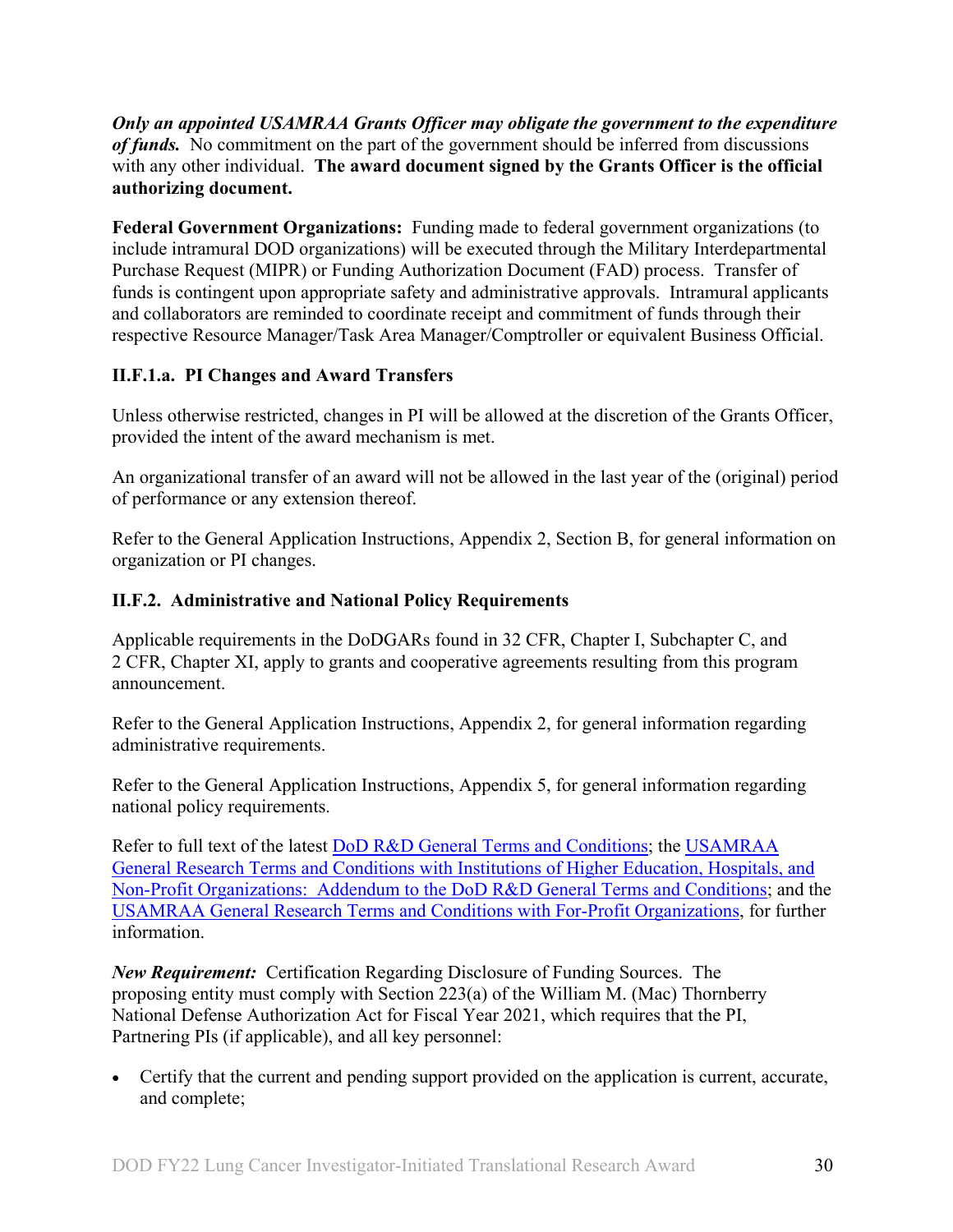***Only an appointed USAMRAA Grants Officer may obligate the government to the expenditure of funds.*** No commitment on the part of the government should be inferred from discussions with any other individual. **The award document signed by the Grants Officer is the official authorizing document.**

**Federal Government Organizations:** Funding made to federal government organizations (to include intramural DOD organizations) will be executed through the Military Interdepartmental Purchase Request (MIPR) or Funding Authorization Document (FAD) process. Transfer of funds is contingent upon appropriate safety and administrative approvals. Intramural applicants and collaborators are reminded to coordinate receipt and commitment of funds through their respective Resource Manager/Task Area Manager/Comptroller or equivalent Business Official.

### II.F.1.a. PI Changes and Award Transfers

Unless otherwise restricted, changes in PI will be allowed at the discretion of the Grants Officer, provided the intent of the award mechanism is met.

An organizational transfer of an award will not be allowed in the last year of the (original) period of performance or any extension thereof.

Refer to the General Application Instructions, Appendix 2, Section B, for general information on organization or PI changes.

### II.F.2. Administrative and National Policy Requirements

Applicable requirements in the DoDGARs found in 32 CFR, Chapter I, Subchapter C, and 2 CFR, Chapter XI, apply to grants and cooperative agreements resulting from this program announcement.

Refer to the General Application Instructions, Appendix 2, for general information regarding administrative requirements.

Refer to the General Application Instructions, Appendix 5, for general information regarding national policy requirements.

Refer to full text of the latest DoD R&D General Terms and Conditions; the USAMRAA General Research Terms and Conditions with Institutions of Higher Education, Hospitals, and Non-Profit Organizations: Addendum to the DoD R&D General Terms and Conditions; and the USAMRAA General Research Terms and Conditions with For-Profit Organizations, for further information.

***New Requirement:*** Certification Regarding Disclosure of Funding Sources. The proposing entity must comply with Section 223(a) of the William M. (Mac) Thornberry National Defense Authorization Act for Fiscal Year 2021, which requires that the PI, Partnering PIs (if applicable), and all key personnel:

- Certify that the current and pending support provided on the application is current, accurate, and complete;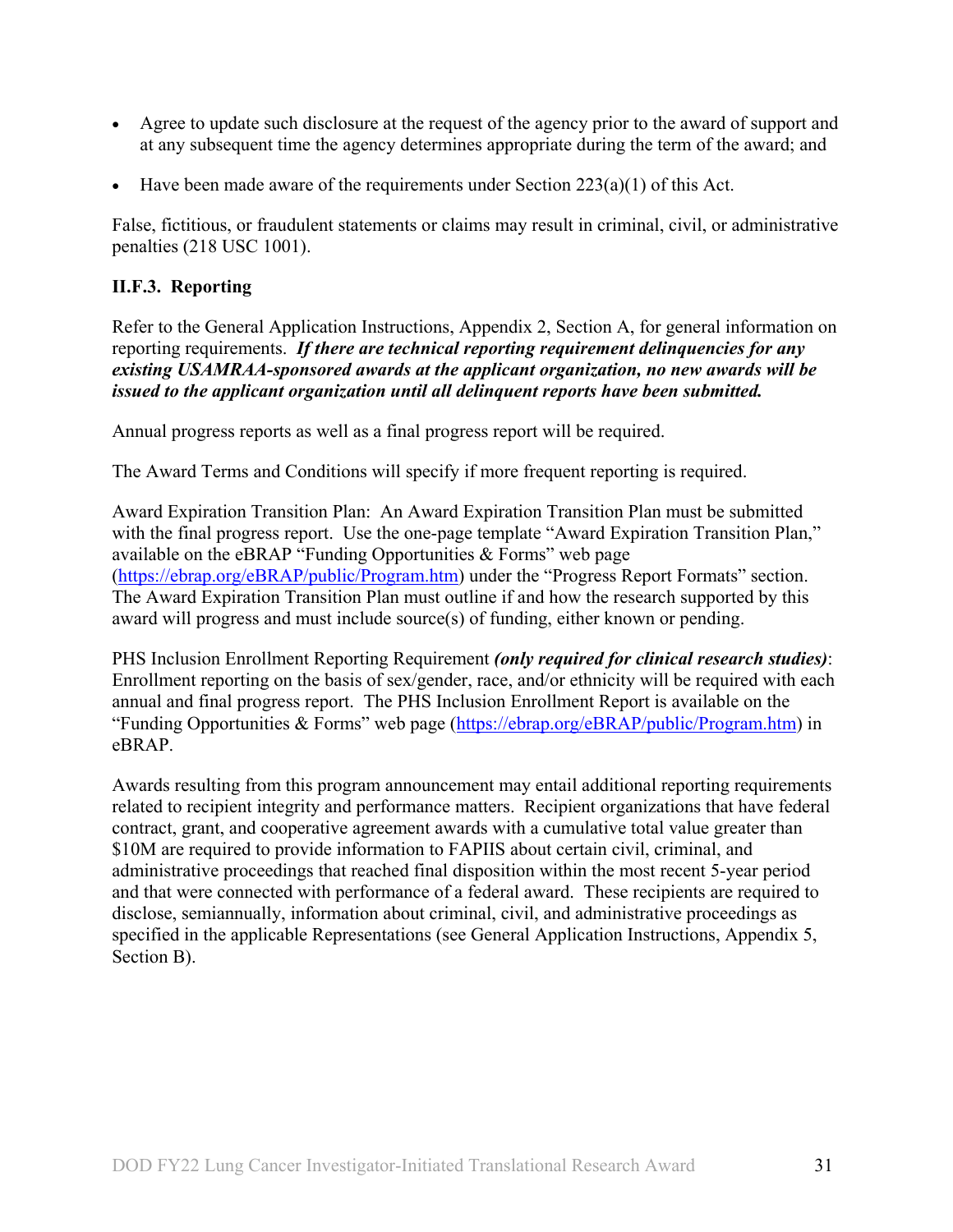- Agree to update such disclosure at the request of the agency prior to the award of support and at any subsequent time the agency determines appropriate during the term of the award; and
- Have been made aware of the requirements under Section 223(a)(1) of this Act.

False, fictitious, or fraudulent statements or claims may result in criminal, civil, or administrative penalties (218 USC 1001).

### II.F.3. Reporting

Refer to the General Application Instructions, Appendix 2, Section A, for general information on reporting requirements. ***If there are technical reporting requirement delinquencies for any existing USAMRAA-sponsored awards at the applicant organization, no new awards will be issued to the applicant organization until all delinquent reports have been submitted.***

Annual progress reports as well as a final progress report will be required.

The Award Terms and Conditions will specify if more frequent reporting is required.

Award Expiration Transition Plan: An Award Expiration Transition Plan must be submitted with the final progress report. Use the one-page template "Award Expiration Transition Plan," available on the eBRAP "Funding Opportunities & Forms" web page (https://ebrap.org/eBRAP/public/Program.htm) under the "Progress Report Formats" section. The Award Expiration Transition Plan must outline if and how the research supported by this award will progress and must include source(s) of funding, either known or pending.

PHS Inclusion Enrollment Reporting Requirement ***(only required for clinical research studies)***: Enrollment reporting on the basis of sex/gender, race, and/or ethnicity will be required with each annual and final progress report. The PHS Inclusion Enrollment Report is available on the "Funding Opportunities & Forms" web page (https://ebrap.org/eBRAP/public/Program.htm) in eBRAP.

Awards resulting from this program announcement may entail additional reporting requirements related to recipient integrity and performance matters. Recipient organizations that have federal contract, grant, and cooperative agreement awards with a cumulative total value greater than $10M are required to provide information to FAPIIS about certain civil, criminal, and administrative proceedings that reached final disposition within the most recent 5-year period and that were connected with performance of a federal award. These recipients are required to disclose, semiannually, information about criminal, civil, and administrative proceedings as specified in the applicable Representations (see General Application Instructions, Appendix 5, Section B).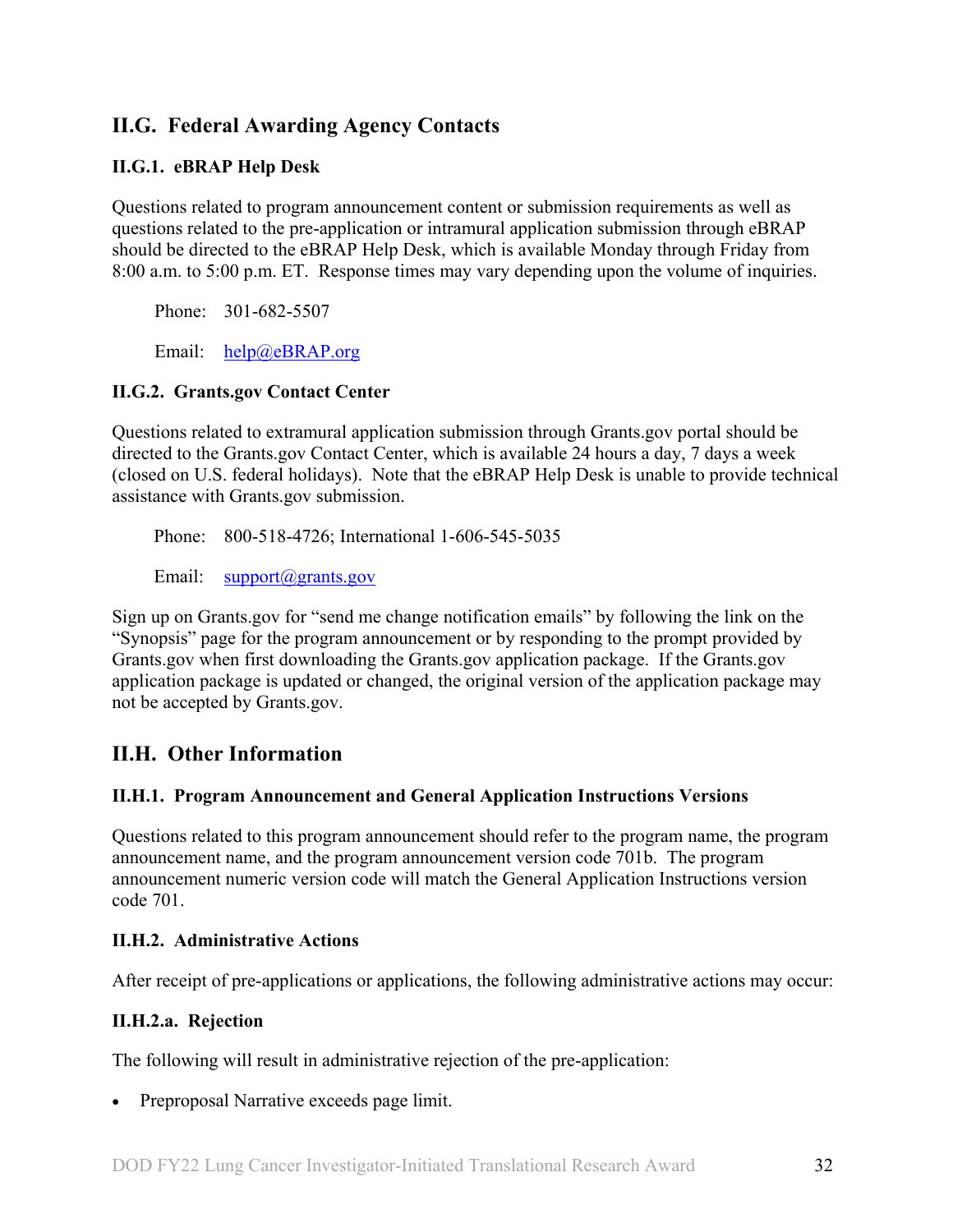## II.G. Federal Awarding Agency Contacts

### II.G.1. eBRAP Help Desk

Questions related to program announcement content or submission requirements as well as questions related to the pre-application or intramural application submission through eBRAP should be directed to the eBRAP Help Desk, which is available Monday through Friday from 8:00 a.m. to 5:00 p.m. ET. Response times may vary depending upon the volume of inquiries.

Phone: 301-682-5507

Email: help@eBRAP.org

### II.G.2. Grants.gov Contact Center

Questions related to extramural application submission through Grants.gov portal should be directed to the Grants.gov Contact Center, which is available 24 hours a day, 7 days a week (closed on U.S. federal holidays). Note that the eBRAP Help Desk is unable to provide technical assistance with Grants.gov submission.

Phone: 800-518-4726; International 1-606-545-5035

Email: support@grants.gov

Sign up on Grants.gov for "send me change notification emails" by following the link on the "Synopsis" page for the program announcement or by responding to the prompt provided by Grants.gov when first downloading the Grants.gov application package. If the Grants.gov application package is updated or changed, the original version of the application package may not be accepted by Grants.gov.

## II.H. Other Information

### II.H.1. Program Announcement and General Application Instructions Versions

Questions related to this program announcement should refer to the program name, the program announcement name, and the program announcement version code 701b. The program announcement numeric version code will match the General Application Instructions version code 701.

### II.H.2. Administrative Actions

After receipt of pre-applications or applications, the following administrative actions may occur:

#### II.H.2.a. Rejection

The following will result in administrative rejection of the pre-application:

- Preproposal Narrative exceeds page limit.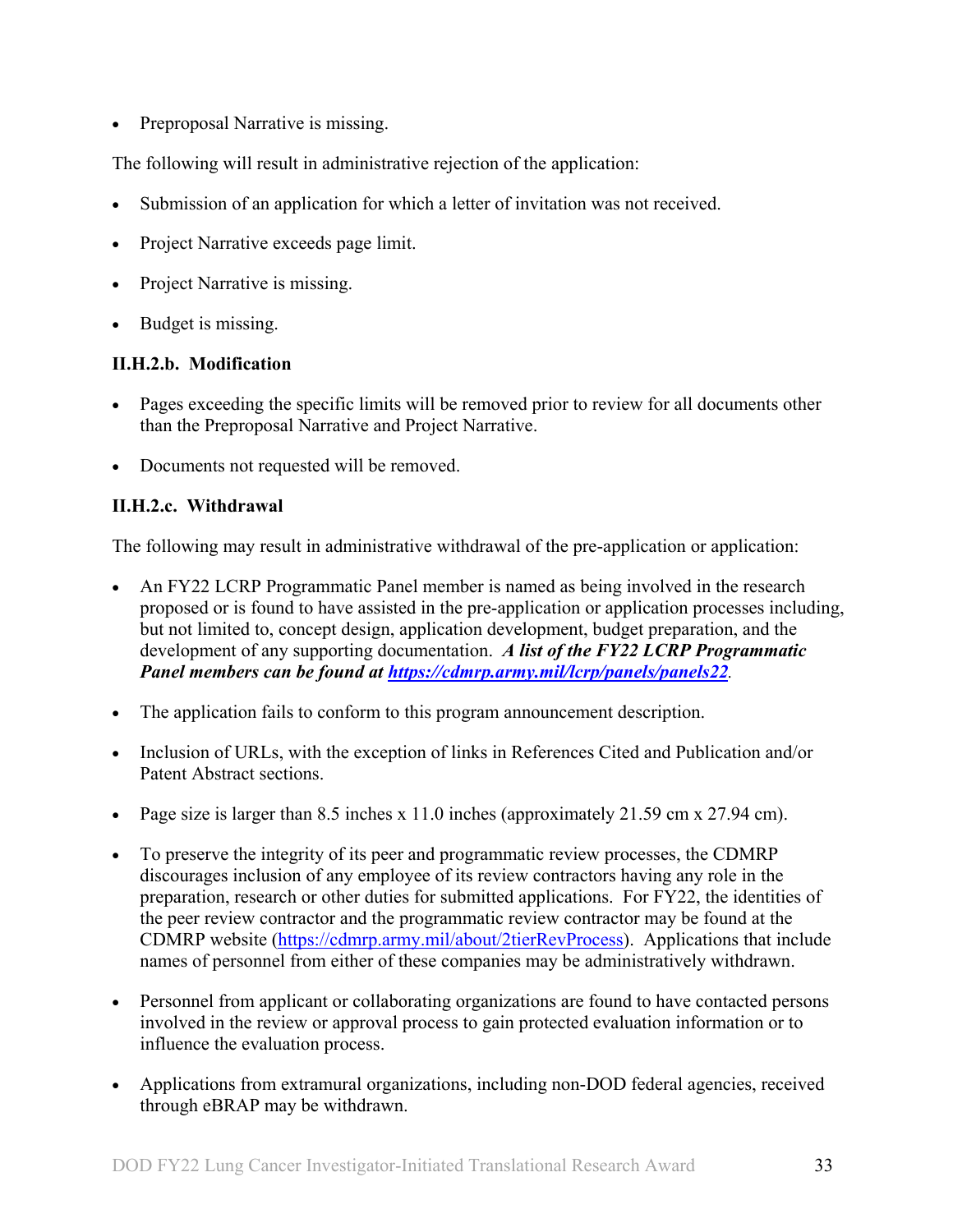- Preproposal Narrative is missing.

The following will result in administrative rejection of the application:

- Submission of an application for which a letter of invitation was not received.
- Project Narrative exceeds page limit.
- Project Narrative is missing.
- Budget is missing.

**II.H.2.b. Modification**

- Pages exceeding the specific limits will be removed prior to review for all documents other than the Preproposal Narrative and Project Narrative.
- Documents not requested will be removed.

**II.H.2.c. Withdrawal**

The following may result in administrative withdrawal of the pre-application or application:

- An FY22 LCRP Programmatic Panel member is named as being involved in the research proposed or is found to have assisted in the pre-application or application processes including, but not limited to, concept design, application development, budget preparation, and the development of any supporting documentation. ***A list of the FY22 LCRP Programmatic Panel members can be found at [https://cdmrp.army.mil/lcrp/panels/panels22](https://cdmrp.army.mil/lcrp/panels/panels22)***.
- The application fails to conform to this program announcement description.
- Inclusion of URLs, with the exception of links in References Cited and Publication and/or Patent Abstract sections.
- Page size is larger than 8.5 inches x 11.0 inches (approximately 21.59 cm x 27.94 cm).
- To preserve the integrity of its peer and programmatic review processes, the CDMRP discourages inclusion of any employee of its review contractors having any role in the preparation, research or other duties for submitted applications. For FY22, the identities of the peer review contractor and the programmatic review contractor may be found at the CDMRP website ([https://cdmrp.army.mil/about/2tierRevProcess](https://cdmrp.army.mil/about/2tierRevProcess)). Applications that include names of personnel from either of these companies may be administratively withdrawn.
- Personnel from applicant or collaborating organizations are found to have contacted persons involved in the review or approval process to gain protected evaluation information or to influence the evaluation process.
- Applications from extramural organizations, including non-DOD federal agencies, received through eBRAP may be withdrawn.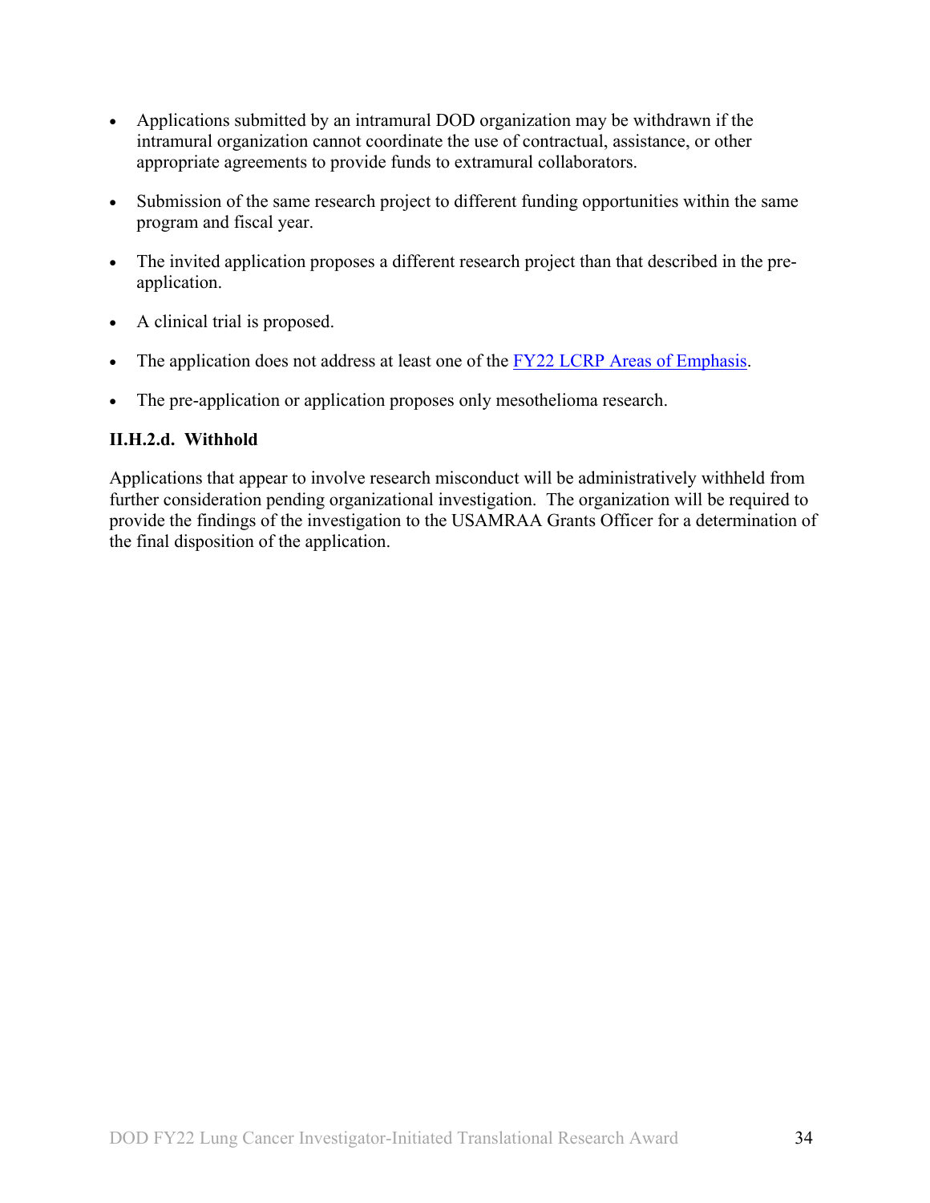- Applications submitted by an intramural DOD organization may be withdrawn if the intramural organization cannot coordinate the use of contractual, assistance, or other appropriate agreements to provide funds to extramural collaborators.
- Submission of the same research project to different funding opportunities within the same program and fiscal year.
- The invited application proposes a different research project than that described in the pre-application.
- A clinical trial is proposed.
- The application does not address at least one of the FY22 LCRP Areas of Emphasis.
- The pre-application or application proposes only mesothelioma research.

#### II.H.2.d. Withhold

Applications that appear to involve research misconduct will be administratively withheld from further consideration pending organizational investigation. The organization will be required to provide the findings of the investigation to the USAMRAA Grants Officer for a determination of the final disposition of the application.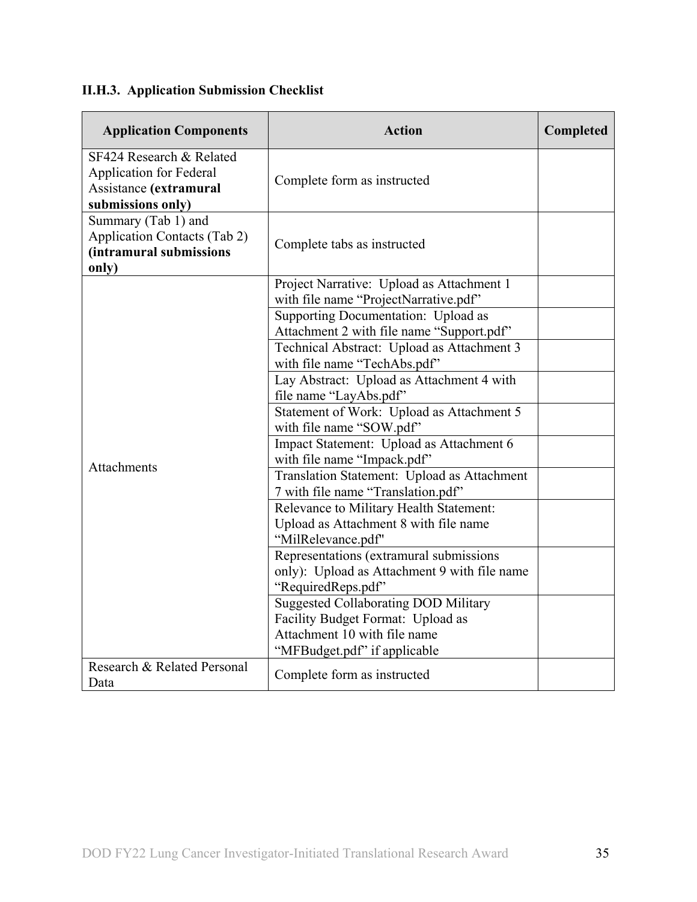### II.H.3. Application Submission Checklist

| Application Components | Action | Completed |
|---|---|---|
| SF424 Research & Related Application for Federal Assistance **(extramural submissions only)** | Complete form as instructed | |
| Summary (Tab 1) and Application Contacts (Tab 2) **(intramural submissions only)** | Complete tabs as instructed | |
| Attachments | Project Narrative: Upload as Attachment 1 with file name "ProjectNarrative.pdf" | |
| | Supporting Documentation: Upload as Attachment 2 with file name "Support.pdf" | |
| | Technical Abstract: Upload as Attachment 3 with file name "TechAbs.pdf" | |
| | Lay Abstract: Upload as Attachment 4 with file name "LayAbs.pdf" | |
| | Statement of Work: Upload as Attachment 5 with file name "SOW.pdf" | |
| | Impact Statement: Upload as Attachment 6 with file name "Impack.pdf" | |
| | Translation Statement: Upload as Attachment 7 with file name "Translation.pdf" | |
| | Relevance to Military Health Statement: Upload as Attachment 8 with file name "MilRelevance.pdf" | |
| | Representations (extramural submissions only): Upload as Attachment 9 with file name "RequiredReps.pdf" | |
| | Suggested Collaborating DOD Military Facility Budget Format: Upload as Attachment 10 with file name "MFBudget.pdf" if applicable | |
| Research & Related Personal Data | Complete form as instructed | |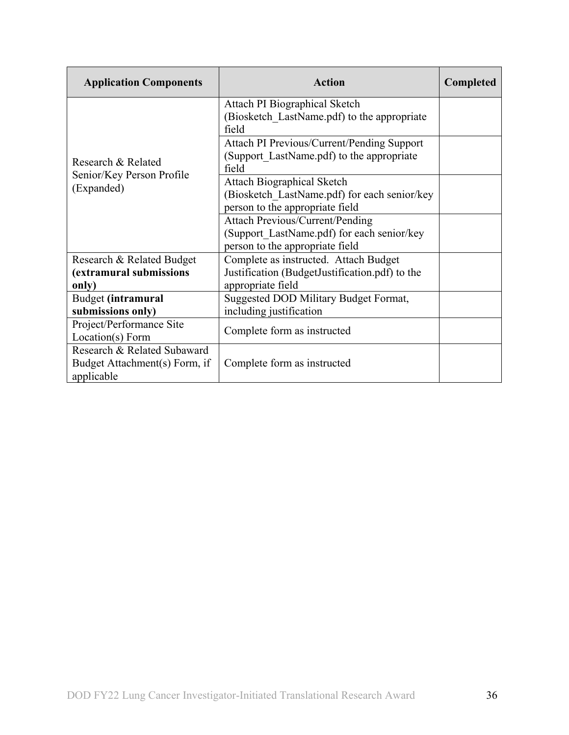| Application Components | Action | Completed |
|---|---|---|
| Research & Related Senior/Key Person Profile (Expanded) | Attach PI Biographical Sketch (Biosketch_LastName.pdf) to the appropriate field | |
| | Attach PI Previous/Current/Pending Support (Support_LastName.pdf) to the appropriate field | |
| | Attach Biographical Sketch (Biosketch_LastName.pdf) for each senior/key person to the appropriate field | |
| | Attach Previous/Current/Pending (Support_LastName.pdf) for each senior/key person to the appropriate field | |
| Research & Related Budget **(extramural submissions only)** | Complete as instructed. Attach Budget Justification (BudgetJustification.pdf) to the appropriate field | |
| Budget **(intramural submissions only)** | Suggested DOD Military Budget Format, including justification | |
| Project/Performance Site Location(s) Form | Complete form as instructed | |
| Research & Related Subaward Budget Attachment(s) Form, if applicable | Complete form as instructed | |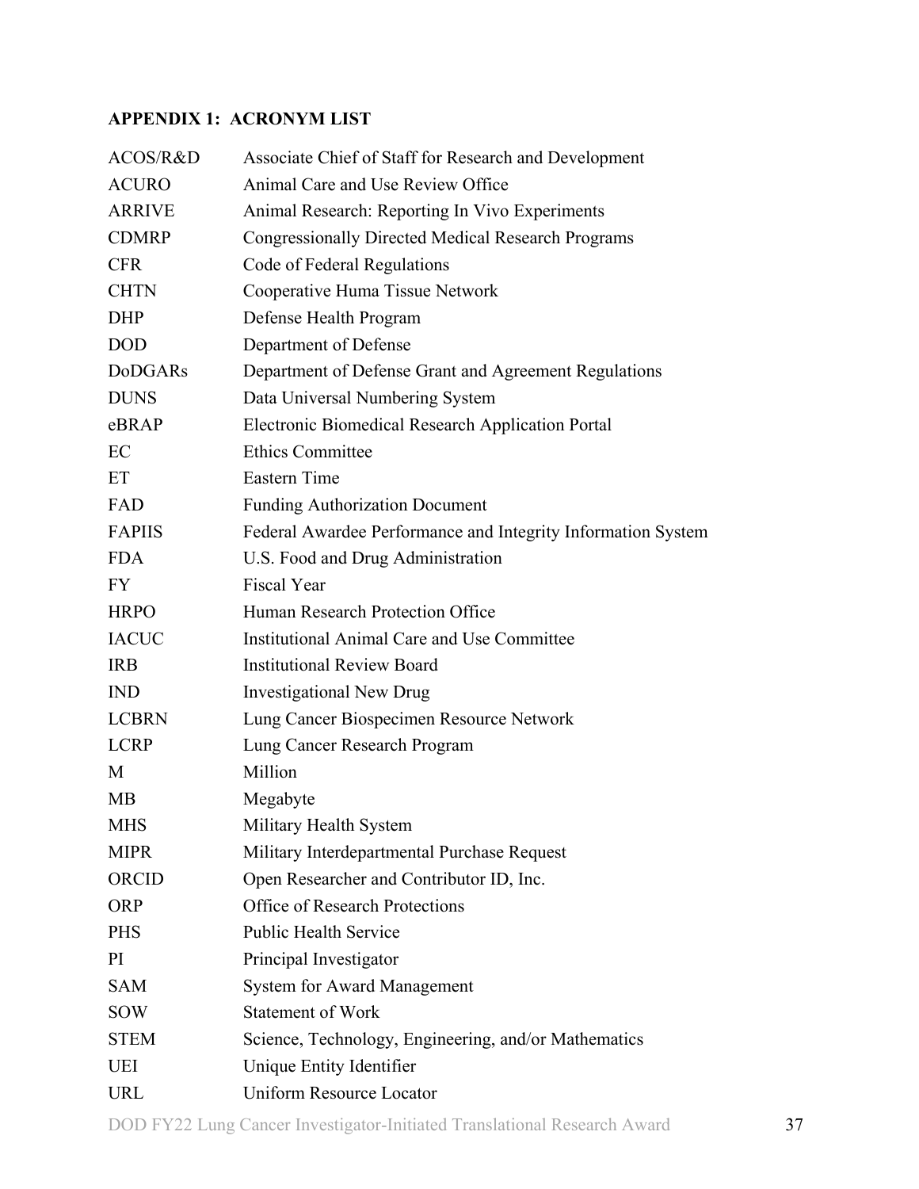## APPENDIX 1: ACRONYM LIST

| | |
|---|---|
| ACOS/R&D | Associate Chief of Staff for Research and Development |
| ACURO | Animal Care and Use Review Office |
| ARRIVE | Animal Research: Reporting In Vivo Experiments |
| CDMRP | Congressionally Directed Medical Research Programs |
| CFR | Code of Federal Regulations |
| CHTN | Cooperative Huma Tissue Network |
| DHP | Defense Health Program |
| DOD | Department of Defense |
| DoDGARs | Department of Defense Grant and Agreement Regulations |
| DUNS | Data Universal Numbering System |
| eBRAP | Electronic Biomedical Research Application Portal |
| EC | Ethics Committee |
| ET | Eastern Time |
| FAD | Funding Authorization Document |
| FAPIIS | Federal Awardee Performance and Integrity Information System |
| FDA | U.S. Food and Drug Administration |
| FY | Fiscal Year |
| HRPO | Human Research Protection Office |
| IACUC | Institutional Animal Care and Use Committee |
| IRB | Institutional Review Board |
| IND | Investigational New Drug |
| LCBRN | Lung Cancer Biospecimen Resource Network |
| LCRP | Lung Cancer Research Program |
| M | Million |
| MB | Megabyte |
| MHS | Military Health System |
| MIPR | Military Interdepartmental Purchase Request |
| ORCID | Open Researcher and Contributor ID, Inc. |
| ORP | Office of Research Protections |
| PHS | Public Health Service |
| PI | Principal Investigator |
| SAM | System for Award Management |
| SOW | Statement of Work |
| STEM | Science, Technology, Engineering, and/or Mathematics |
| UEI | Unique Entity Identifier |
| URL | Uniform Resource Locator |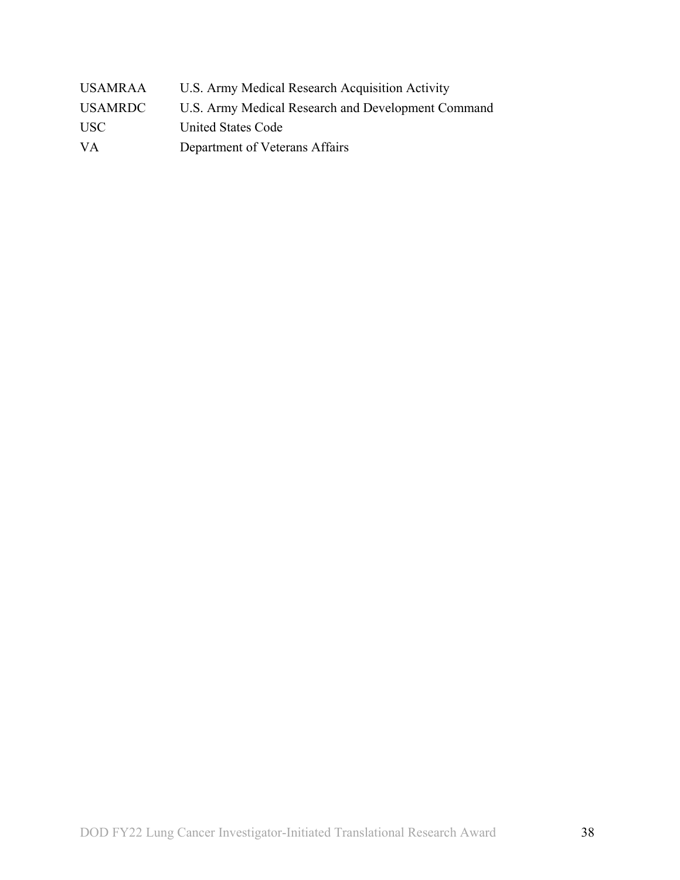| | |
|---|---|
| USAMRAA | U.S. Army Medical Research Acquisition Activity |
| USAMRDC | U.S. Army Medical Research and Development Command |
| USC | United States Code |
| VA | Department of Veterans Affairs |